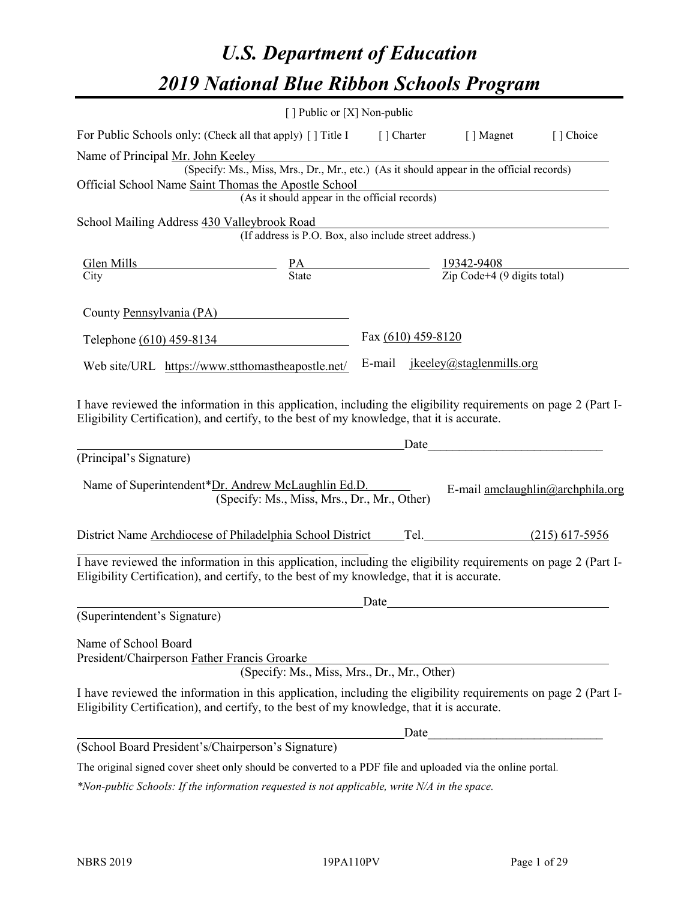# U.S. Department of Education

# 2019 National Blue Ribbon Schools Program

[ ] Public or [X] Non-public

For Public Schools only: (Check all that apply) [ ] Title I [ ] Charter [ ] Magnet [ ] Choice

Name of Principal Mr. John Keeley
(Specify: Ms., Miss, Mrs., Dr., Mr., etc.) (As it should appear in the official records)

Official School Name Saint Thomas the Apostle School
(As it should appear in the official records)

School Mailing Address 430 Valleybrook Road
(If address is P.O. Box, also include street address.)

| City | State | Zip Code+4 (9 digits total) |
|---|---|---|
| Glen Mills | PA | 19342-9408 |

County Pennsylvania (PA)

Telephone (610) 459-8134 Fax (610) 459-8120

Web site/URL https://www.stthomastheapostle.net/ E-mail jkeeley@staglenmills.org

I have reviewed the information in this application, including the eligibility requirements on page 2 (Part I-Eligibility Certification), and certify, to the best of my knowledge, that it is accurate.

_______________________________________ Date_______________________
(Principal's Signature)

Name of Superintendent*Dr. Andrew McLaughlin Ed.D. E-mail amclaughlin@archphila.org
(Specify: Ms., Miss, Mrs., Dr., Mr., Other)

District Name Archdiocese of Philadelphia School District Tel. (215) 617-5956

I have reviewed the information in this application, including the eligibility requirements on page 2 (Part I-Eligibility Certification), and certify, to the best of my knowledge, that it is accurate.

_______________________________________ Date_______________________
(Superintendent's Signature)

Name of School Board
President/Chairperson Father Francis Groarke
(Specify: Ms., Miss, Mrs., Dr., Mr., Other)

I have reviewed the information in this application, including the eligibility requirements on page 2 (Part I-Eligibility Certification), and certify, to the best of my knowledge, that it is accurate.

_______________________________________ Date_______________________
(School Board President's/Chairperson's Signature)

The original signed cover sheet only should be converted to a PDF file and uploaded via the online portal.

*\*Non-public Schools: If the information requested is not applicable, write N/A in the space.*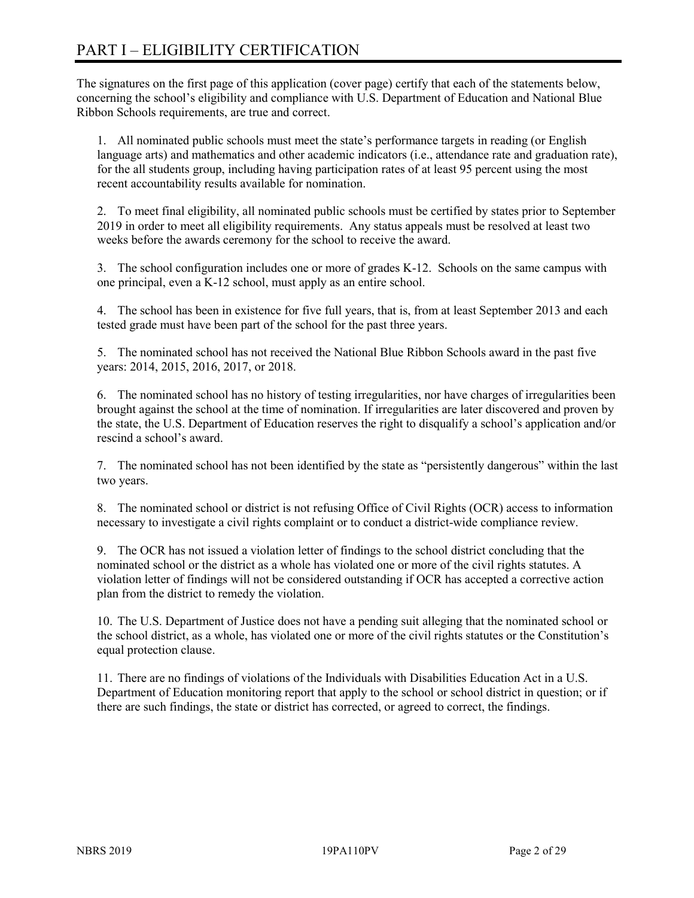# PART I – ELIGIBILITY CERTIFICATION

The signatures on the first page of this application (cover page) certify that each of the statements below, concerning the school's eligibility and compliance with U.S. Department of Education and National Blue Ribbon Schools requirements, are true and correct.

1. All nominated public schools must meet the state's performance targets in reading (or English language arts) and mathematics and other academic indicators (i.e., attendance rate and graduation rate), for the all students group, including having participation rates of at least 95 percent using the most recent accountability results available for nomination.

2. To meet final eligibility, all nominated public schools must be certified by states prior to September 2019 in order to meet all eligibility requirements. Any status appeals must be resolved at least two weeks before the awards ceremony for the school to receive the award.

3. The school configuration includes one or more of grades K-12. Schools on the same campus with one principal, even a K-12 school, must apply as an entire school.

4. The school has been in existence for five full years, that is, from at least September 2013 and each tested grade must have been part of the school for the past three years.

5. The nominated school has not received the National Blue Ribbon Schools award in the past five years: 2014, 2015, 2016, 2017, or 2018.

6. The nominated school has no history of testing irregularities, nor have charges of irregularities been brought against the school at the time of nomination. If irregularities are later discovered and proven by the state, the U.S. Department of Education reserves the right to disqualify a school's application and/or rescind a school's award.

7. The nominated school has not been identified by the state as "persistently dangerous" within the last two years.

8. The nominated school or district is not refusing Office of Civil Rights (OCR) access to information necessary to investigate a civil rights complaint or to conduct a district-wide compliance review.

9. The OCR has not issued a violation letter of findings to the school district concluding that the nominated school or the district as a whole has violated one or more of the civil rights statutes. A violation letter of findings will not be considered outstanding if OCR has accepted a corrective action plan from the district to remedy the violation.

10. The U.S. Department of Justice does not have a pending suit alleging that the nominated school or the school district, as a whole, has violated one or more of the civil rights statutes or the Constitution's equal protection clause.

11. There are no findings of violations of the Individuals with Disabilities Education Act in a U.S. Department of Education monitoring report that apply to the school or school district in question; or if there are such findings, the state or district has corrected, or agreed to correct, the findings.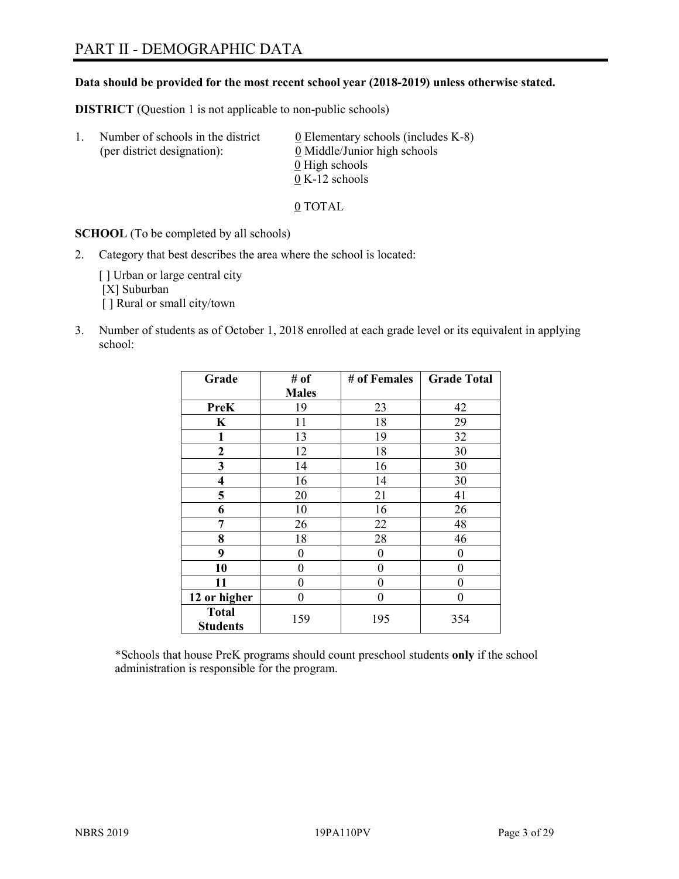# PART II - DEMOGRAPHIC DATA

**Data should be provided for the most recent school year (2018-2019) unless otherwise stated.**

**DISTRICT** (Question 1 is not applicable to non-public schools)

1. Number of schools in the district (per district designation):
   0 Elementary schools (includes K-8)
   0 Middle/Junior high schools
   0 High schools
   0 K-12 schools

   0 TOTAL

**SCHOOL** (To be completed by all schools)

2. Category that best describes the area where the school is located:

   [ ] Urban or large central city
   [X] Suburban
   [ ] Rural or small city/town

3. Number of students as of October 1, 2018 enrolled at each grade level or its equivalent in applying school:

| Grade | # of Males | # of Females | Grade Total |
|---|---|---|---|
| **PreK** | 19 | 23 | 42 |
| **K** | 11 | 18 | 29 |
| **1** | 13 | 19 | 32 |
| **2** | 12 | 18 | 30 |
| **3** | 14 | 16 | 30 |
| **4** | 16 | 14 | 30 |
| **5** | 20 | 21 | 41 |
| **6** | 10 | 16 | 26 |
| **7** | 26 | 22 | 48 |
| **8** | 18 | 28 | 46 |
| **9** | 0 | 0 | 0 |
| **10** | 0 | 0 | 0 |
| **11** | 0 | 0 | 0 |
| **12 or higher** | 0 | 0 | 0 |
| **Total Students** | 159 | 195 | 354 |

*Schools that house PreK programs should count preschool students **only** if the school administration is responsible for the program.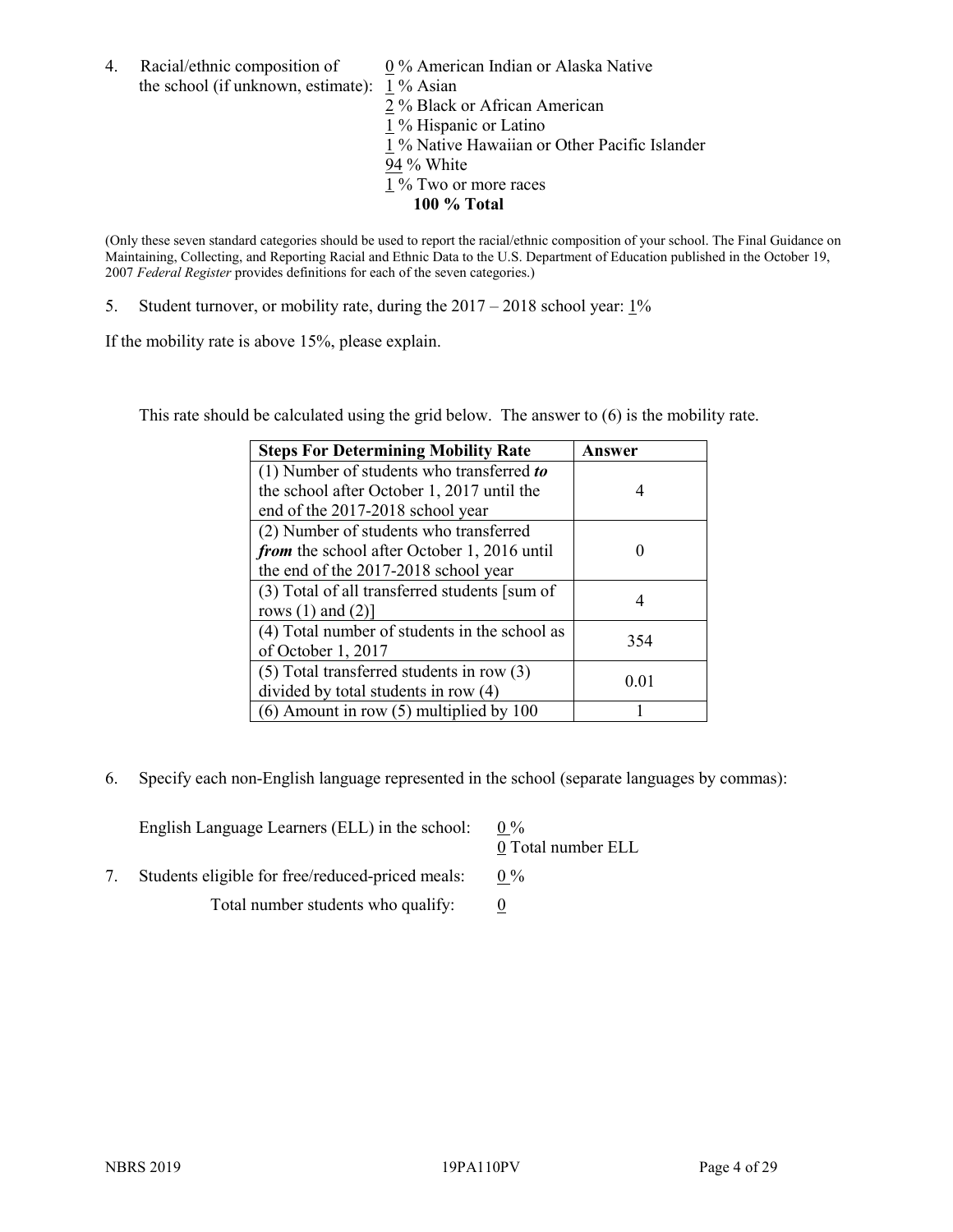4. Racial/ethnic composition of the school (if unknown, estimate):
   - 0 % American Indian or Alaska Native
   - 1 % Asian
   - 2 % Black or African American
   - 1 % Hispanic or Latino
   - 1 % Native Hawaiian or Other Pacific Islander
   - 94 % White
   - 1 % Two or more races
   - **100 % Total**

(Only these seven standard categories should be used to report the racial/ethnic composition of your school. The Final Guidance on Maintaining, Collecting, and Reporting Racial and Ethnic Data to the U.S. Department of Education published in the October 19, 2007 *Federal Register* provides definitions for each of the seven categories.)

5. Student turnover, or mobility rate, during the 2017 – 2018 school year: 1%

If the mobility rate is above 15%, please explain.

This rate should be calculated using the grid below. The answer to (6) is the mobility rate.

| Steps For Determining Mobility Rate | Answer |
| --- | --- |
| (1) Number of students who transferred ***to*** the school after October 1, 2017 until the end of the 2017-2018 school year | 4 |
| (2) Number of students who transferred ***from*** the school after October 1, 2016 until the end of the 2017-2018 school year | 0 |
| (3) Total of all transferred students [sum of rows (1) and (2)] | 4 |
| (4) Total number of students in the school as of October 1, 2017 | 354 |
| (5) Total transferred students in row (3) divided by total students in row (4) | 0.01 |
| (6) Amount in row (5) multiplied by 100 | 1 |

6. Specify each non-English language represented in the school (separate languages by commas):

   English Language Learners (ELL) in the school: 0 %
   0 Total number ELL

7. Students eligible for free/reduced-priced meals: 0 %

   Total number students who qualify: 0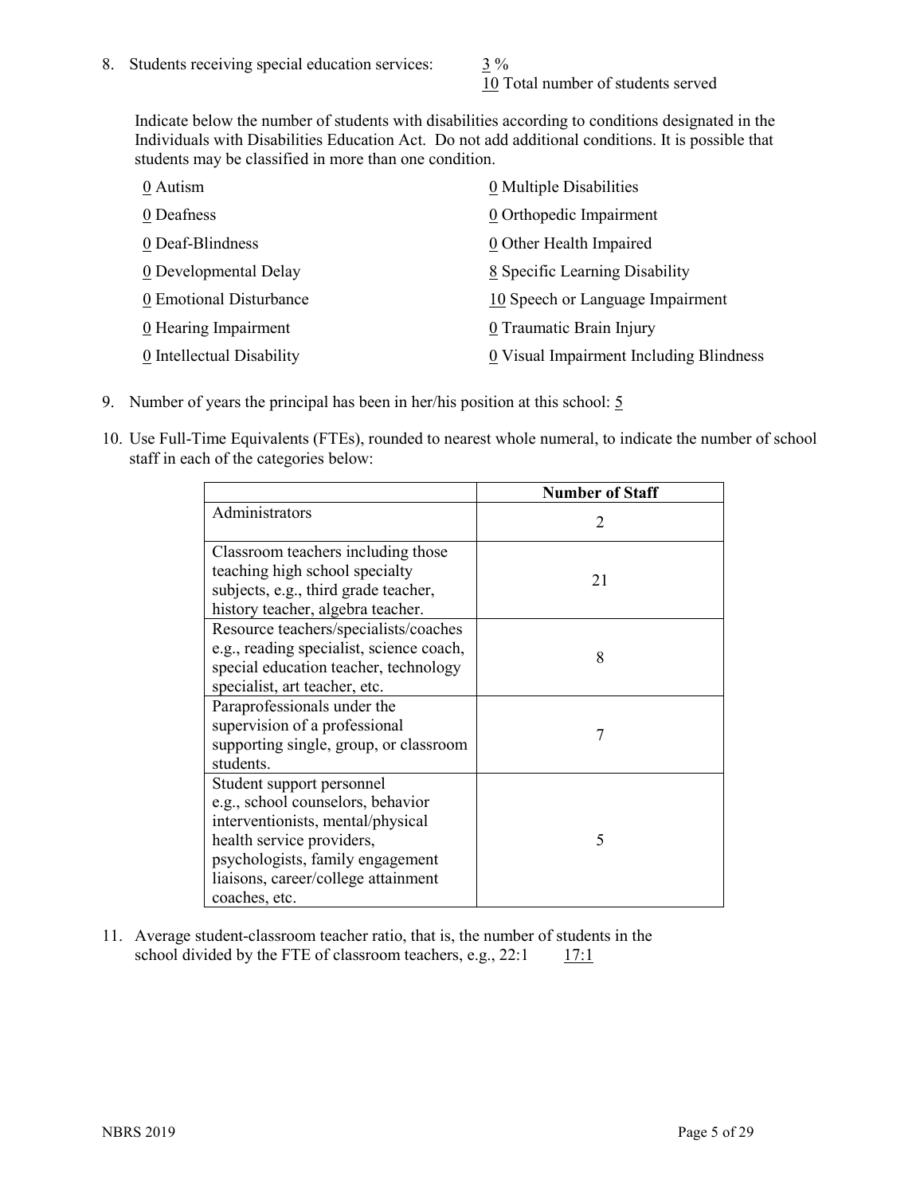8. Students receiving special education services: 3 %
   10 Total number of students served

   Indicate below the number of students with disabilities according to conditions designated in the Individuals with Disabilities Education Act. Do not add additional conditions. It is possible that students may be classified in more than one condition.

   0 Autism
   0 Deafness
   0 Deaf-Blindness
   0 Developmental Delay
   0 Emotional Disturbance
   0 Hearing Impairment
   0 Intellectual Disability
   0 Multiple Disabilities
   0 Orthopedic Impairment
   0 Other Health Impaired
   8 Specific Learning Disability
   10 Speech or Language Impairment
   0 Traumatic Brain Injury
   0 Visual Impairment Including Blindness

9. Number of years the principal has been in her/his position at this school: 5

10. Use Full-Time Equivalents (FTEs), rounded to nearest whole numeral, to indicate the number of school staff in each of the categories below:

| | Number of Staff |
|---|---|
| Administrators | 2 |
| Classroom teachers including those teaching high school specialty subjects, e.g., third grade teacher, history teacher, algebra teacher. | 21 |
| Resource teachers/specialists/coaches e.g., reading specialist, science coach, special education teacher, technology specialist, art teacher, etc. | 8 |
| Paraprofessionals under the supervision of a professional supporting single, group, or classroom students. | 7 |
| Student support personnel e.g., school counselors, behavior interventionists, mental/physical health service providers, psychologists, family engagement liaisons, career/college attainment coaches, etc. | 5 |

11. Average student-classroom teacher ratio, that is, the number of students in the school divided by the FTE of classroom teachers, e.g., 22:1 17:1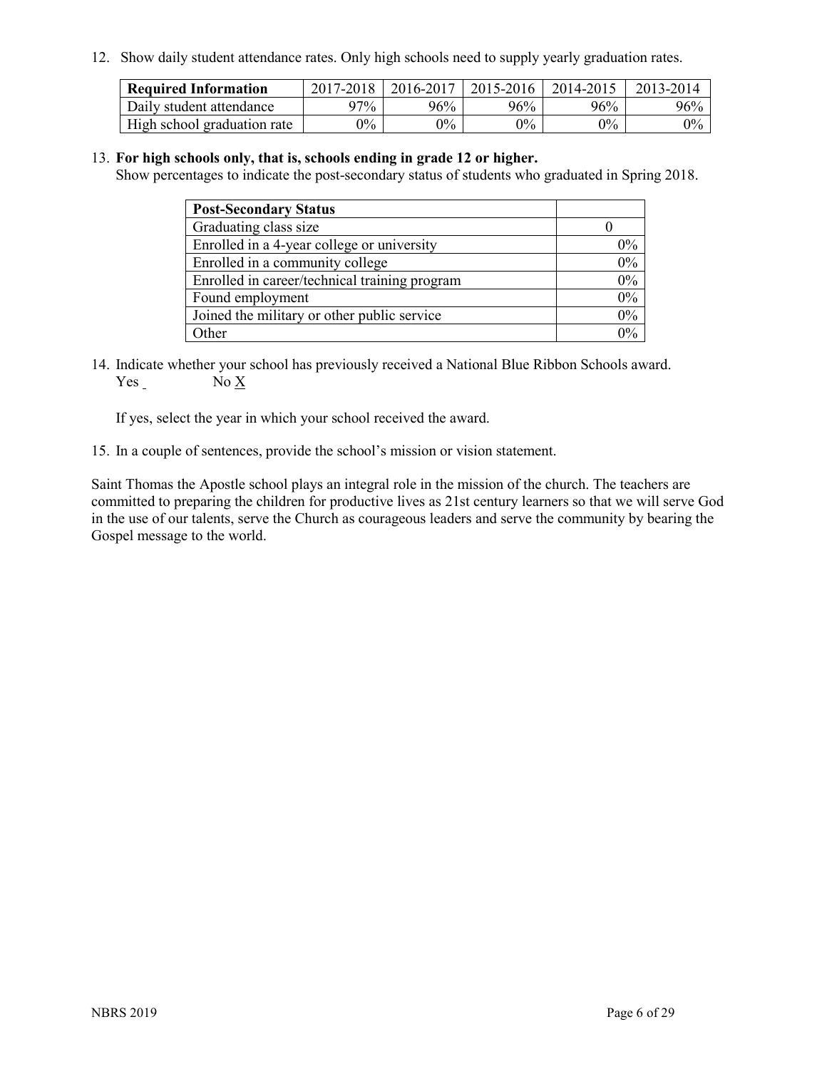12. Show daily student attendance rates. Only high schools need to supply yearly graduation rates.

| Required Information | 2017-2018 | 2016-2017 | 2015-2016 | 2014-2015 | 2013-2014 |
|---|---|---|---|---|---|
| Daily student attendance | 97% | 96% | 96% | 96% | 96% |
| High school graduation rate | 0% | 0% | 0% | 0% | 0% |

13. **For high schools only, that is, schools ending in grade 12 or higher.**
Show percentages to indicate the post-secondary status of students who graduated in Spring 2018.

| Post-Secondary Status | |
|---|---|
| Graduating class size | 0 |
| Enrolled in a 4-year college or university | 0% |
| Enrolled in a community college | 0% |
| Enrolled in career/technical training program | 0% |
| Found employment | 0% |
| Joined the military or other public service | 0% |
| Other | 0% |

14. Indicate whether your school has previously received a National Blue Ribbon Schools award.
Yes _ No X

If yes, select the year in which your school received the award.

15. In a couple of sentences, provide the school's mission or vision statement.

Saint Thomas the Apostle school plays an integral role in the mission of the church. The teachers are committed to preparing the children for productive lives as 21st century learners so that we will serve God in the use of our talents, serve the Church as courageous leaders and serve the community by bearing the Gospel message to the world.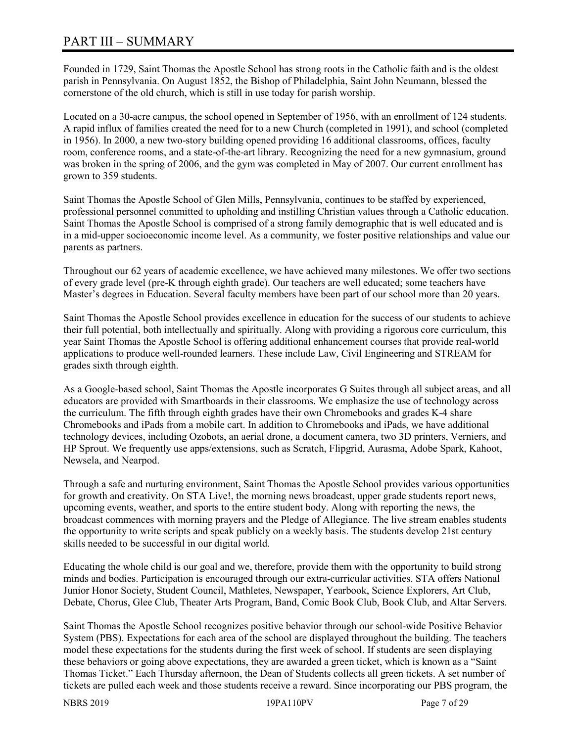# PART III – SUMMARY

Founded in 1729, Saint Thomas the Apostle School has strong roots in the Catholic faith and is the oldest parish in Pennsylvania. On August 1852, the Bishop of Philadelphia, Saint John Neumann, blessed the cornerstone of the old church, which is still in use today for parish worship.

Located on a 30-acre campus, the school opened in September of 1956, with an enrollment of 124 students. A rapid influx of families created the need for to a new Church (completed in 1991), and school (completed in 1956). In 2000, a new two-story building opened providing 16 additional classrooms, offices, faculty room, conference rooms, and a state-of-the-art library. Recognizing the need for a new gymnasium, ground was broken in the spring of 2006, and the gym was completed in May of 2007. Our current enrollment has grown to 359 students.

Saint Thomas the Apostle School of Glen Mills, Pennsylvania, continues to be staffed by experienced, professional personnel committed to upholding and instilling Christian values through a Catholic education. Saint Thomas the Apostle School is comprised of a strong family demographic that is well educated and is in a mid-upper socioeconomic income level. As a community, we foster positive relationships and value our parents as partners.

Throughout our 62 years of academic excellence, we have achieved many milestones. We offer two sections of every grade level (pre-K through eighth grade). Our teachers are well educated; some teachers have Master's degrees in Education. Several faculty members have been part of our school more than 20 years.

Saint Thomas the Apostle School provides excellence in education for the success of our students to achieve their full potential, both intellectually and spiritually. Along with providing a rigorous core curriculum, this year Saint Thomas the Apostle School is offering additional enhancement courses that provide real-world applications to produce well-rounded learners. These include Law, Civil Engineering and STREAM for grades sixth through eighth.

As a Google-based school, Saint Thomas the Apostle incorporates G Suites through all subject areas, and all educators are provided with Smartboards in their classrooms. We emphasize the use of technology across the curriculum. The fifth through eighth grades have their own Chromebooks and grades K-4 share Chromebooks and iPads from a mobile cart. In addition to Chromebooks and iPads, we have additional technology devices, including Ozobots, an aerial drone, a document camera, two 3D printers, Verniers, and HP Sprout. We frequently use apps/extensions, such as Scratch, Flipgrid, Aurasma, Adobe Spark, Kahoot, Newsela, and Nearpod.

Through a safe and nurturing environment, Saint Thomas the Apostle School provides various opportunities for growth and creativity. On STA Live!, the morning news broadcast, upper grade students report news, upcoming events, weather, and sports to the entire student body. Along with reporting the news, the broadcast commences with morning prayers and the Pledge of Allegiance. The live stream enables students the opportunity to write scripts and speak publicly on a weekly basis. The students develop 21st century skills needed to be successful in our digital world.

Educating the whole child is our goal and we, therefore, provide them with the opportunity to build strong minds and bodies. Participation is encouraged through our extra-curricular activities. STA offers National Junior Honor Society, Student Council, Mathletes, Newspaper, Yearbook, Science Explorers, Art Club, Debate, Chorus, Glee Club, Theater Arts Program, Band, Comic Book Club, Book Club, and Altar Servers.

Saint Thomas the Apostle School recognizes positive behavior through our school-wide Positive Behavior System (PBS). Expectations for each area of the school are displayed throughout the building. The teachers model these expectations for the students during the first week of school. If students are seen displaying these behaviors or going above expectations, they are awarded a green ticket, which is known as a "Saint Thomas Ticket." Each Thursday afternoon, the Dean of Students collects all green tickets. A set number of tickets are pulled each week and those students receive a reward. Since incorporating our PBS program, the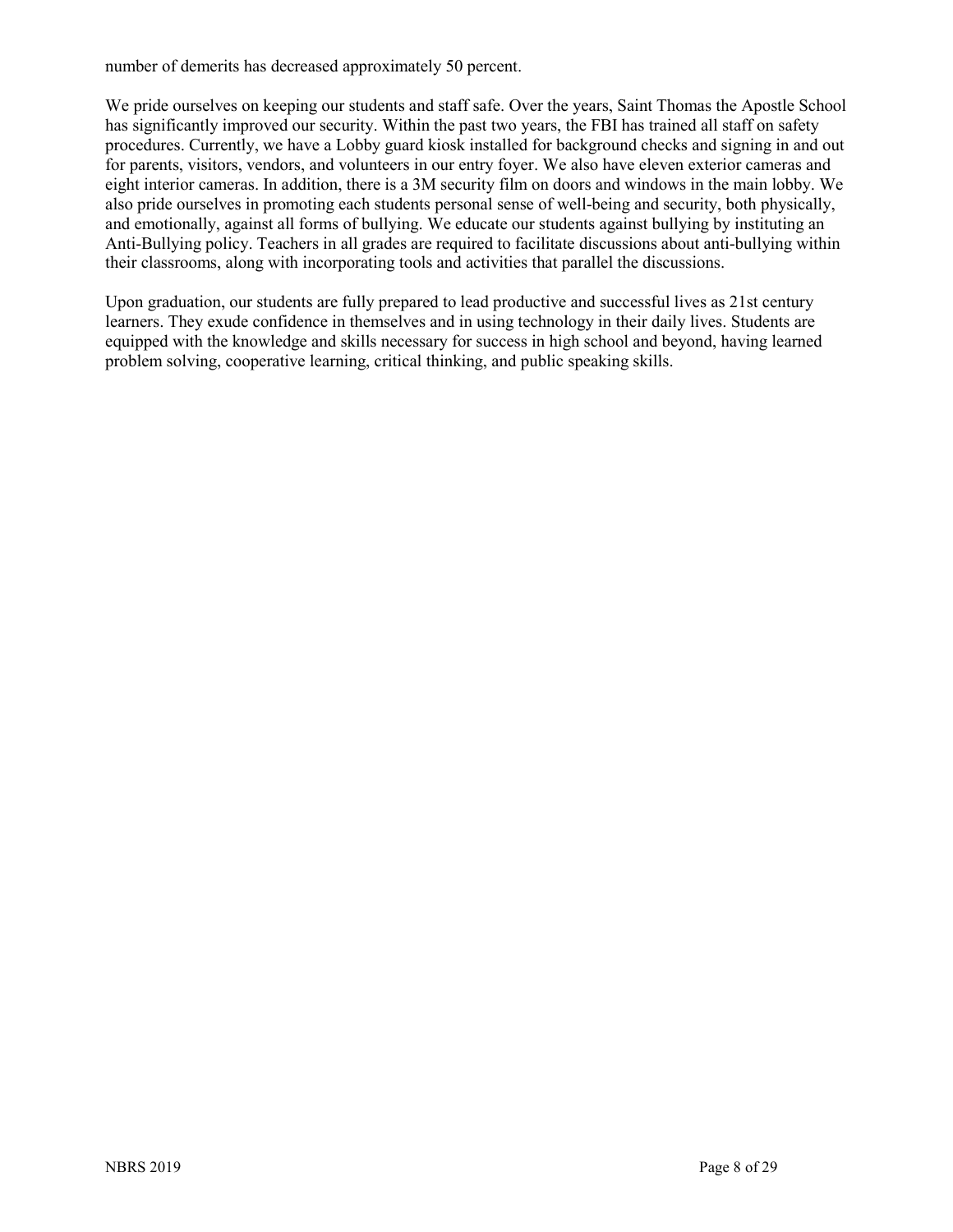number of demerits has decreased approximately 50 percent.

We pride ourselves on keeping our students and staff safe. Over the years, Saint Thomas the Apostle School has significantly improved our security. Within the past two years, the FBI has trained all staff on safety procedures. Currently, we have a Lobby guard kiosk installed for background checks and signing in and out for parents, visitors, vendors, and volunteers in our entry foyer. We also have eleven exterior cameras and eight interior cameras. In addition, there is a 3M security film on doors and windows in the main lobby. We also pride ourselves in promoting each students personal sense of well-being and security, both physically, and emotionally, against all forms of bullying. We educate our students against bullying by instituting an Anti-Bullying policy. Teachers in all grades are required to facilitate discussions about anti-bullying within their classrooms, along with incorporating tools and activities that parallel the discussions.

Upon graduation, our students are fully prepared to lead productive and successful lives as 21st century learners. They exude confidence in themselves and in using technology in their daily lives. Students are equipped with the knowledge and skills necessary for success in high school and beyond, having learned problem solving, cooperative learning, critical thinking, and public speaking skills.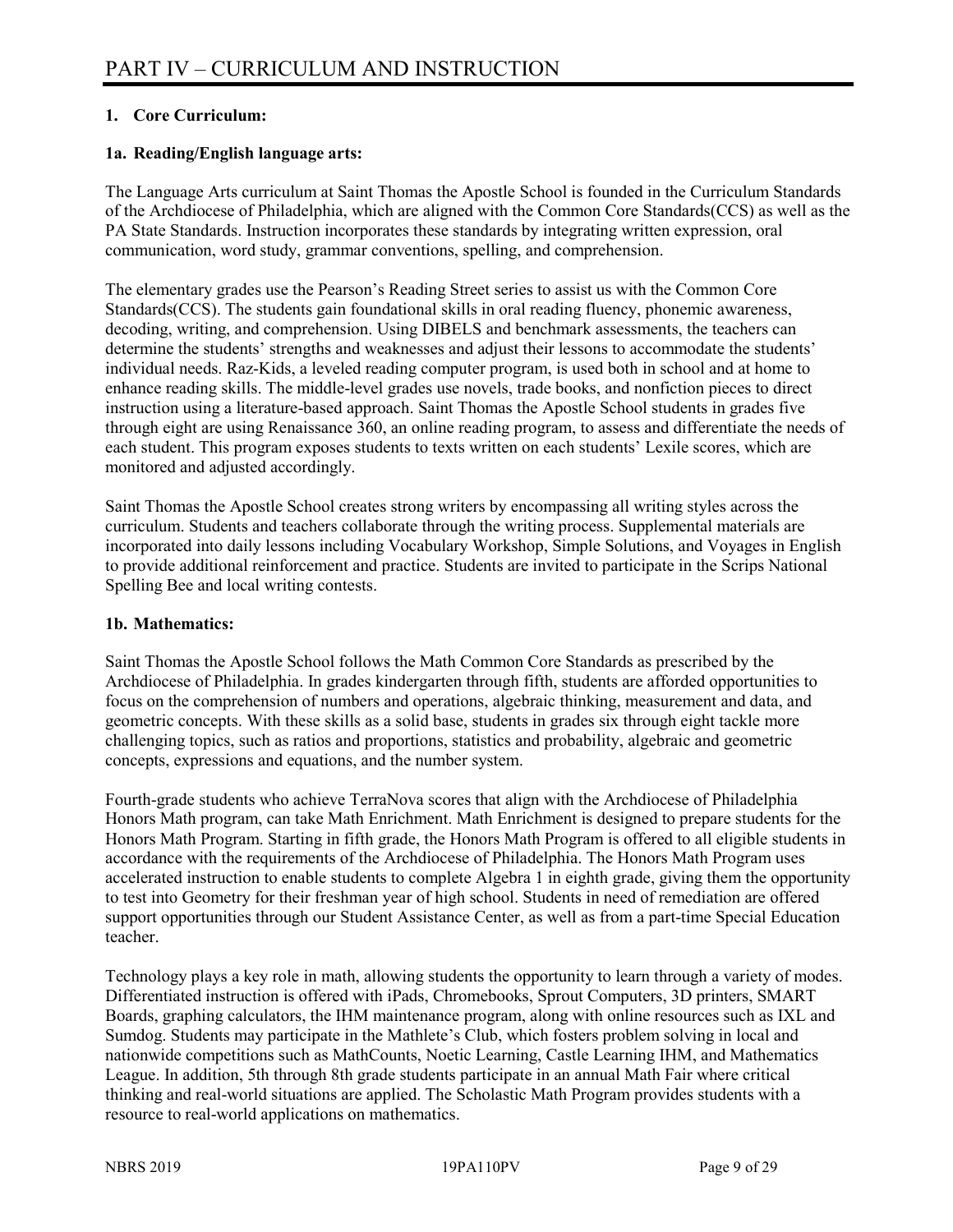# PART IV – CURRICULUM AND INSTRUCTION

**1. Core Curriculum:**

**1a. Reading/English language arts:**

The Language Arts curriculum at Saint Thomas the Apostle School is founded in the Curriculum Standards of the Archdiocese of Philadelphia, which are aligned with the Common Core Standards(CCS) as well as the PA State Standards. Instruction incorporates these standards by integrating written expression, oral communication, word study, grammar conventions, spelling, and comprehension.

The elementary grades use the Pearson's Reading Street series to assist us with the Common Core Standards(CCS). The students gain foundational skills in oral reading fluency, phonemic awareness, decoding, writing, and comprehension. Using DIBELS and benchmark assessments, the teachers can determine the students' strengths and weaknesses and adjust their lessons to accommodate the students' individual needs. Raz-Kids, a leveled reading computer program, is used both in school and at home to enhance reading skills. The middle-level grades use novels, trade books, and nonfiction pieces to direct instruction using a literature-based approach. Saint Thomas the Apostle School students in grades five through eight are using Renaissance 360, an online reading program, to assess and differentiate the needs of each student. This program exposes students to texts written on each students' Lexile scores, which are monitored and adjusted accordingly.

Saint Thomas the Apostle School creates strong writers by encompassing all writing styles across the curriculum. Students and teachers collaborate through the writing process. Supplemental materials are incorporated into daily lessons including Vocabulary Workshop, Simple Solutions, and Voyages in English to provide additional reinforcement and practice. Students are invited to participate in the Scrips National Spelling Bee and local writing contests.

**1b. Mathematics:**

Saint Thomas the Apostle School follows the Math Common Core Standards as prescribed by the Archdiocese of Philadelphia. In grades kindergarten through fifth, students are afforded opportunities to focus on the comprehension of numbers and operations, algebraic thinking, measurement and data, and geometric concepts. With these skills as a solid base, students in grades six through eight tackle more challenging topics, such as ratios and proportions, statistics and probability, algebraic and geometric concepts, expressions and equations, and the number system.

Fourth-grade students who achieve TerraNova scores that align with the Archdiocese of Philadelphia Honors Math program, can take Math Enrichment. Math Enrichment is designed to prepare students for the Honors Math Program. Starting in fifth grade, the Honors Math Program is offered to all eligible students in accordance with the requirements of the Archdiocese of Philadelphia. The Honors Math Program uses accelerated instruction to enable students to complete Algebra 1 in eighth grade, giving them the opportunity to test into Geometry for their freshman year of high school. Students in need of remediation are offered support opportunities through our Student Assistance Center, as well as from a part-time Special Education teacher.

Technology plays a key role in math, allowing students the opportunity to learn through a variety of modes. Differentiated instruction is offered with iPads, Chromebooks, Sprout Computers, 3D printers, SMART Boards, graphing calculators, the IHM maintenance program, along with online resources such as IXL and Sumdog. Students may participate in the Mathlete's Club, which fosters problem solving in local and nationwide competitions such as MathCounts, Noetic Learning, Castle Learning IHM, and Mathematics League. In addition, 5th through 8th grade students participate in an annual Math Fair where critical thinking and real-world situations are applied. The Scholastic Math Program provides students with a resource to real-world applications on mathematics.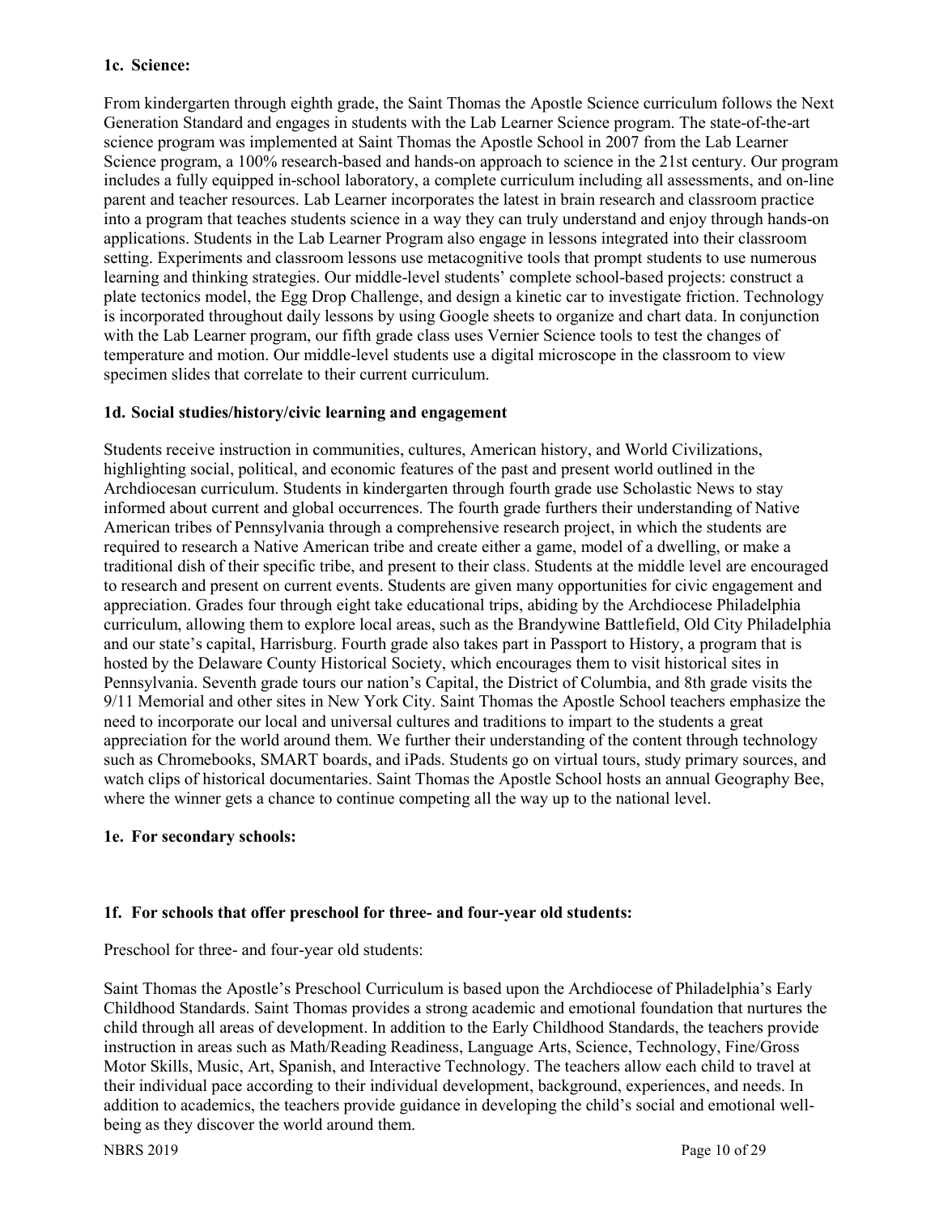**1c. Science:**

From kindergarten through eighth grade, the Saint Thomas the Apostle Science curriculum follows the Next Generation Standard and engages in students with the Lab Learner Science program. The state-of-the-art science program was implemented at Saint Thomas the Apostle School in 2007 from the Lab Learner Science program, a 100% research-based and hands-on approach to science in the 21st century. Our program includes a fully equipped in-school laboratory, a complete curriculum including all assessments, and on-line parent and teacher resources. Lab Learner incorporates the latest in brain research and classroom practice into a program that teaches students science in a way they can truly understand and enjoy through hands-on applications. Students in the Lab Learner Program also engage in lessons integrated into their classroom setting. Experiments and classroom lessons use metacognitive tools that prompt students to use numerous learning and thinking strategies. Our middle-level students' complete school-based projects: construct a plate tectonics model, the Egg Drop Challenge, and design a kinetic car to investigate friction. Technology is incorporated throughout daily lessons by using Google sheets to organize and chart data. In conjunction with the Lab Learner program, our fifth grade class uses Vernier Science tools to test the changes of temperature and motion. Our middle-level students use a digital microscope in the classroom to view specimen slides that correlate to their current curriculum.

**1d. Social studies/history/civic learning and engagement**

Students receive instruction in communities, cultures, American history, and World Civilizations, highlighting social, political, and economic features of the past and present world outlined in the Archdiocesan curriculum. Students in kindergarten through fourth grade use Scholastic News to stay informed about current and global occurrences. The fourth grade furthers their understanding of Native American tribes of Pennsylvania through a comprehensive research project, in which the students are required to research a Native American tribe and create either a game, model of a dwelling, or make a traditional dish of their specific tribe, and present to their class. Students at the middle level are encouraged to research and present on current events. Students are given many opportunities for civic engagement and appreciation. Grades four through eight take educational trips, abiding by the Archdiocese Philadelphia curriculum, allowing them to explore local areas, such as the Brandywine Battlefield, Old City Philadelphia and our state's capital, Harrisburg. Fourth grade also takes part in Passport to History, a program that is hosted by the Delaware County Historical Society, which encourages them to visit historical sites in Pennsylvania. Seventh grade tours our nation's Capital, the District of Columbia, and 8th grade visits the 9/11 Memorial and other sites in New York City. Saint Thomas the Apostle School teachers emphasize the need to incorporate our local and universal cultures and traditions to impart to the students a great appreciation for the world around them. We further their understanding of the content through technology such as Chromebooks, SMART boards, and iPads. Students go on virtual tours, study primary sources, and watch clips of historical documentaries. Saint Thomas the Apostle School hosts an annual Geography Bee, where the winner gets a chance to continue competing all the way up to the national level.

**1e. For secondary schools:**

**1f. For schools that offer preschool for three- and four-year old students:**

Preschool for three- and four-year old students:

Saint Thomas the Apostle's Preschool Curriculum is based upon the Archdiocese of Philadelphia's Early Childhood Standards. Saint Thomas provides a strong academic and emotional foundation that nurtures the child through all areas of development. In addition to the Early Childhood Standards, the teachers provide instruction in areas such as Math/Reading Readiness, Language Arts, Science, Technology, Fine/Gross Motor Skills, Music, Art, Spanish, and Interactive Technology. The teachers allow each child to travel at their individual pace according to their individual development, background, experiences, and needs. In addition to academics, the teachers provide guidance in developing the child's social and emotional well-being as they discover the world around them.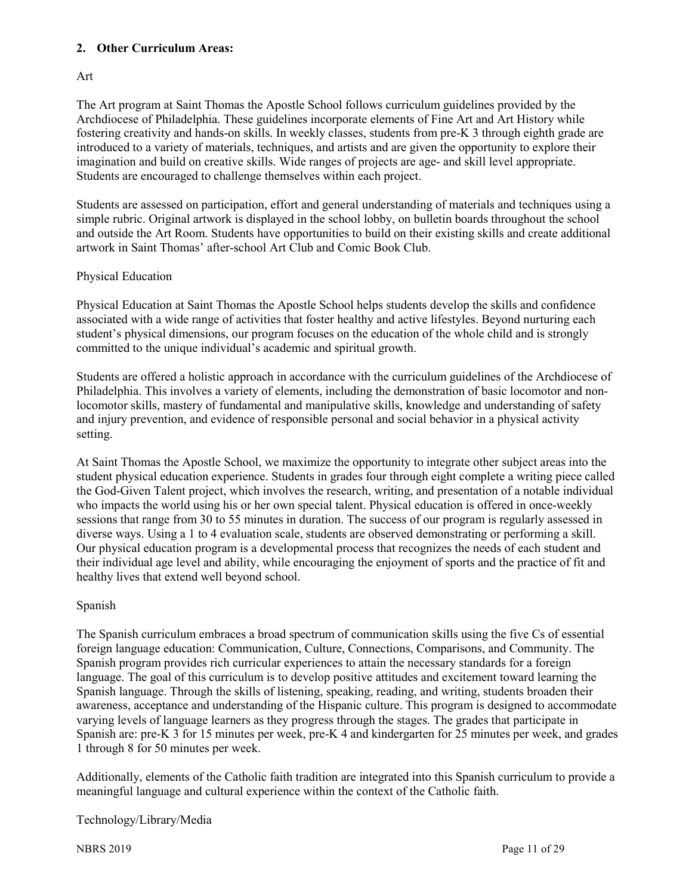**2. Other Curriculum Areas:**

Art

The Art program at Saint Thomas the Apostle School follows curriculum guidelines provided by the Archdiocese of Philadelphia. These guidelines incorporate elements of Fine Art and Art History while fostering creativity and hands-on skills. In weekly classes, students from pre-K 3 through eighth grade are introduced to a variety of materials, techniques, and artists and are given the opportunity to explore their imagination and build on creative skills. Wide ranges of projects are age- and skill level appropriate. Students are encouraged to challenge themselves within each project.

Students are assessed on participation, effort and general understanding of materials and techniques using a simple rubric. Original artwork is displayed in the school lobby, on bulletin boards throughout the school and outside the Art Room. Students have opportunities to build on their existing skills and create additional artwork in Saint Thomas' after-school Art Club and Comic Book Club.

Physical Education

Physical Education at Saint Thomas the Apostle School helps students develop the skills and confidence associated with a wide range of activities that foster healthy and active lifestyles. Beyond nurturing each student's physical dimensions, our program focuses on the education of the whole child and is strongly committed to the unique individual's academic and spiritual growth.

Students are offered a holistic approach in accordance with the curriculum guidelines of the Archdiocese of Philadelphia. This involves a variety of elements, including the demonstration of basic locomotor and non-locomotor skills, mastery of fundamental and manipulative skills, knowledge and understanding of safety and injury prevention, and evidence of responsible personal and social behavior in a physical activity setting.

At Saint Thomas the Apostle School, we maximize the opportunity to integrate other subject areas into the student physical education experience. Students in grades four through eight complete a writing piece called the God-Given Talent project, which involves the research, writing, and presentation of a notable individual who impacts the world using his or her own special talent. Physical education is offered in once-weekly sessions that range from 30 to 55 minutes in duration. The success of our program is regularly assessed in diverse ways. Using a 1 to 4 evaluation scale, students are observed demonstrating or performing a skill. Our physical education program is a developmental process that recognizes the needs of each student and their individual age level and ability, while encouraging the enjoyment of sports and the practice of fit and healthy lives that extend well beyond school.

Spanish

The Spanish curriculum embraces a broad spectrum of communication skills using the five Cs of essential foreign language education: Communication, Culture, Connections, Comparisons, and Community. The Spanish program provides rich curricular experiences to attain the necessary standards for a foreign language. The goal of this curriculum is to develop positive attitudes and excitement toward learning the Spanish language. Through the skills of listening, speaking, reading, and writing, students broaden their awareness, acceptance and understanding of the Hispanic culture. This program is designed to accommodate varying levels of language learners as they progress through the stages. The grades that participate in Spanish are: pre-K 3 for 15 minutes per week, pre-K 4 and kindergarten for 25 minutes per week, and grades 1 through 8 for 50 minutes per week.

Additionally, elements of the Catholic faith tradition are integrated into this Spanish curriculum to provide a meaningful language and cultural experience within the context of the Catholic faith.

Technology/Library/Media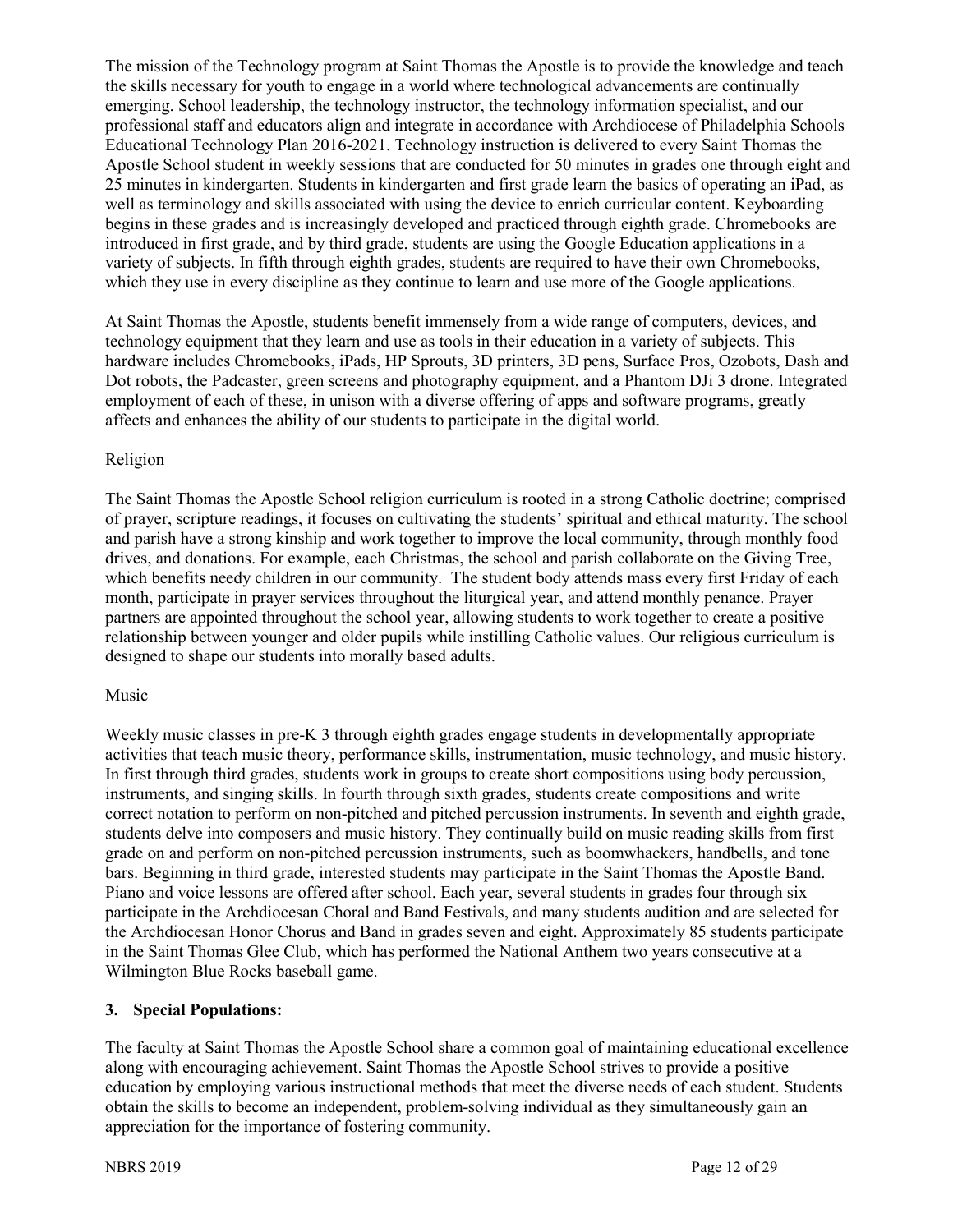The mission of the Technology program at Saint Thomas the Apostle is to provide the knowledge and teach the skills necessary for youth to engage in a world where technological advancements are continually emerging. School leadership, the technology instructor, the technology information specialist, and our professional staff and educators align and integrate in accordance with Archdiocese of Philadelphia Schools Educational Technology Plan 2016-2021. Technology instruction is delivered to every Saint Thomas the Apostle School student in weekly sessions that are conducted for 50 minutes in grades one through eight and 25 minutes in kindergarten. Students in kindergarten and first grade learn the basics of operating an iPad, as well as terminology and skills associated with using the device to enrich curricular content. Keyboarding begins in these grades and is increasingly developed and practiced through eighth grade. Chromebooks are introduced in first grade, and by third grade, students are using the Google Education applications in a variety of subjects. In fifth through eighth grades, students are required to have their own Chromebooks, which they use in every discipline as they continue to learn and use more of the Google applications.

At Saint Thomas the Apostle, students benefit immensely from a wide range of computers, devices, and technology equipment that they learn and use as tools in their education in a variety of subjects. This hardware includes Chromebooks, iPads, HP Sprouts, 3D printers, 3D pens, Surface Pros, Ozobots, Dash and Dot robots, the Padcaster, green screens and photography equipment, and a Phantom DJi 3 drone. Integrated employment of each of these, in unison with a diverse offering of apps and software programs, greatly affects and enhances the ability of our students to participate in the digital world.

Religion

The Saint Thomas the Apostle School religion curriculum is rooted in a strong Catholic doctrine; comprised of prayer, scripture readings, it focuses on cultivating the students' spiritual and ethical maturity. The school and parish have a strong kinship and work together to improve the local community, through monthly food drives, and donations. For example, each Christmas, the school and parish collaborate on the Giving Tree, which benefits needy children in our community. The student body attends mass every first Friday of each month, participate in prayer services throughout the liturgical year, and attend monthly penance. Prayer partners are appointed throughout the school year, allowing students to work together to create a positive relationship between younger and older pupils while instilling Catholic values. Our religious curriculum is designed to shape our students into morally based adults.

Music

Weekly music classes in pre-K 3 through eighth grades engage students in developmentally appropriate activities that teach music theory, performance skills, instrumentation, music technology, and music history. In first through third grades, students work in groups to create short compositions using body percussion, instruments, and singing skills. In fourth through sixth grades, students create compositions and write correct notation to perform on non-pitched and pitched percussion instruments. In seventh and eighth grade, students delve into composers and music history. They continually build on music reading skills from first grade on and perform on non-pitched percussion instruments, such as boomwhackers, handbells, and tone bars. Beginning in third grade, interested students may participate in the Saint Thomas the Apostle Band. Piano and voice lessons are offered after school. Each year, several students in grades four through six participate in the Archdiocesan Choral and Band Festivals, and many students audition and are selected for the Archdiocesan Honor Chorus and Band in grades seven and eight. Approximately 85 students participate in the Saint Thomas Glee Club, which has performed the National Anthem two years consecutive at a Wilmington Blue Rocks baseball game.

**3. Special Populations:**

The faculty at Saint Thomas the Apostle School share a common goal of maintaining educational excellence along with encouraging achievement. Saint Thomas the Apostle School strives to provide a positive education by employing various instructional methods that meet the diverse needs of each student. Students obtain the skills to become an independent, problem-solving individual as they simultaneously gain an appreciation for the importance of fostering community.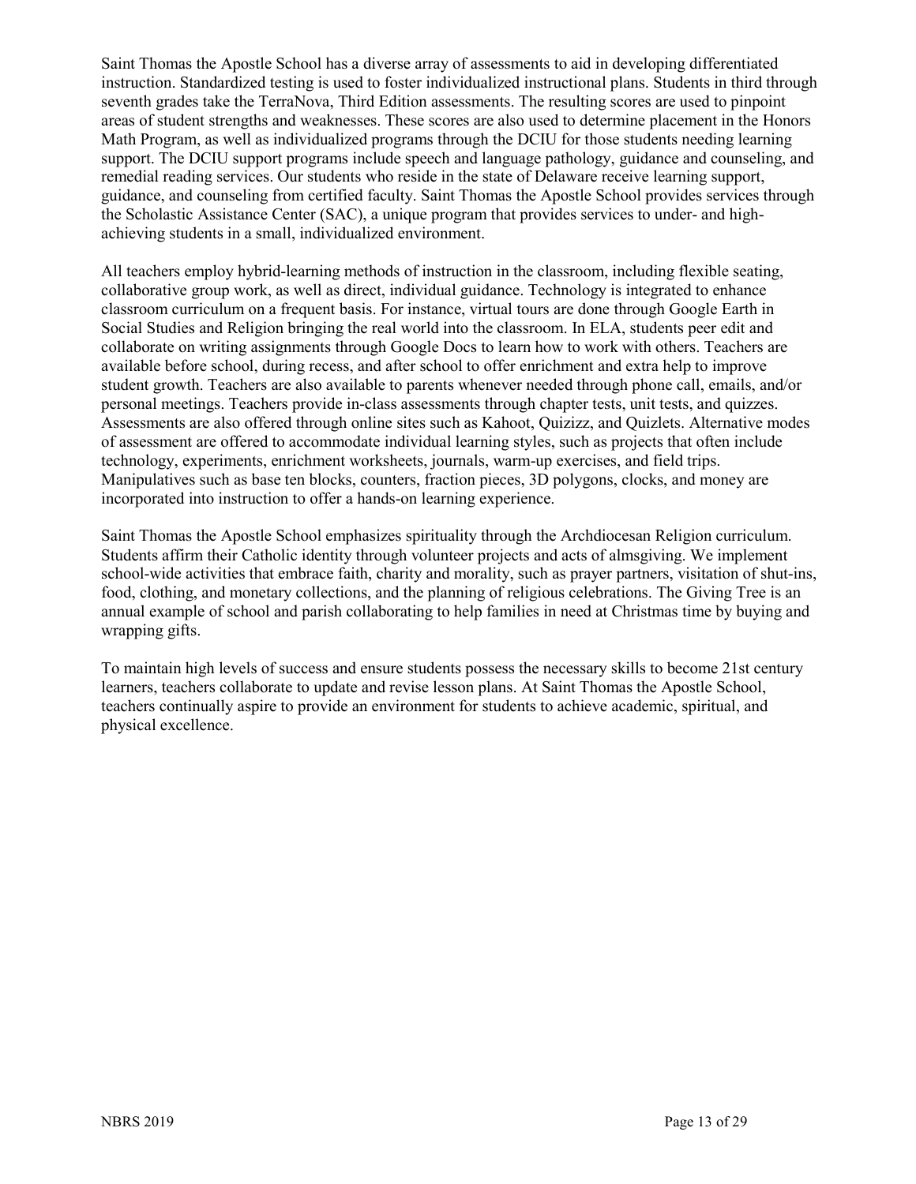Saint Thomas the Apostle School has a diverse array of assessments to aid in developing differentiated instruction. Standardized testing is used to foster individualized instructional plans. Students in third through seventh grades take the TerraNova, Third Edition assessments. The resulting scores are used to pinpoint areas of student strengths and weaknesses. These scores are also used to determine placement in the Honors Math Program, as well as individualized programs through the DCIU for those students needing learning support. The DCIU support programs include speech and language pathology, guidance and counseling, and remedial reading services. Our students who reside in the state of Delaware receive learning support, guidance, and counseling from certified faculty. Saint Thomas the Apostle School provides services through the Scholastic Assistance Center (SAC), a unique program that provides services to under- and high-achieving students in a small, individualized environment.

All teachers employ hybrid-learning methods of instruction in the classroom, including flexible seating, collaborative group work, as well as direct, individual guidance. Technology is integrated to enhance classroom curriculum on a frequent basis. For instance, virtual tours are done through Google Earth in Social Studies and Religion bringing the real world into the classroom. In ELA, students peer edit and collaborate on writing assignments through Google Docs to learn how to work with others. Teachers are available before school, during recess, and after school to offer enrichment and extra help to improve student growth. Teachers are also available to parents whenever needed through phone call, emails, and/or personal meetings. Teachers provide in-class assessments through chapter tests, unit tests, and quizzes. Assessments are also offered through online sites such as Kahoot, Quizizz, and Quizlets. Alternative modes of assessment are offered to accommodate individual learning styles, such as projects that often include technology, experiments, enrichment worksheets, journals, warm-up exercises, and field trips. Manipulatives such as base ten blocks, counters, fraction pieces, 3D polygons, clocks, and money are incorporated into instruction to offer a hands-on learning experience.

Saint Thomas the Apostle School emphasizes spirituality through the Archdiocesan Religion curriculum. Students affirm their Catholic identity through volunteer projects and acts of almsgiving. We implement school-wide activities that embrace faith, charity and morality, such as prayer partners, visitation of shut-ins, food, clothing, and monetary collections, and the planning of religious celebrations. The Giving Tree is an annual example of school and parish collaborating to help families in need at Christmas time by buying and wrapping gifts.

To maintain high levels of success and ensure students possess the necessary skills to become 21st century learners, teachers collaborate to update and revise lesson plans. At Saint Thomas the Apostle School, teachers continually aspire to provide an environment for students to achieve academic, spiritual, and physical excellence.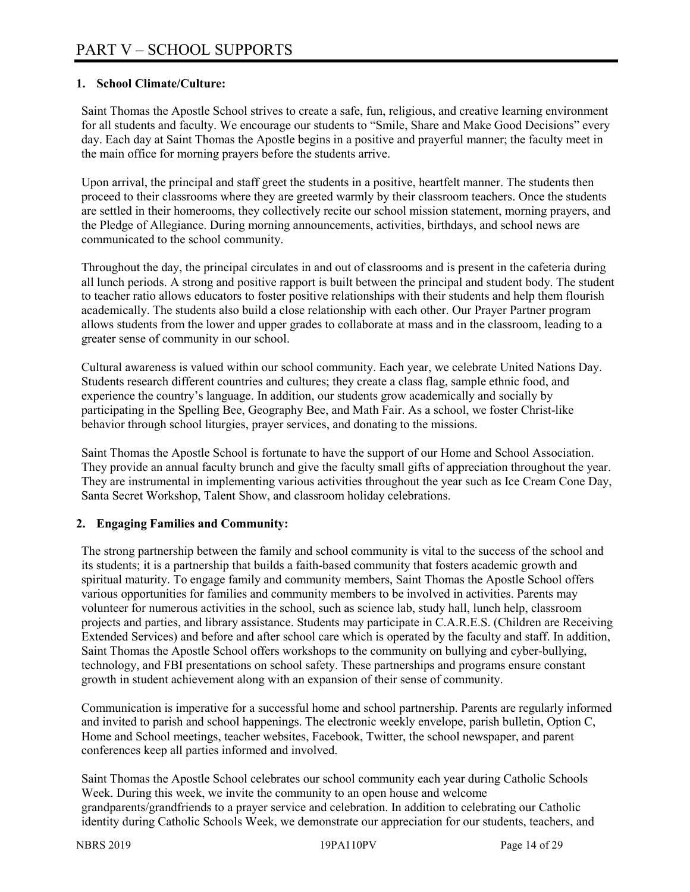# PART V – SCHOOL SUPPORTS

**1. School Climate/Culture:**

Saint Thomas the Apostle School strives to create a safe, fun, religious, and creative learning environment for all students and faculty. We encourage our students to "Smile, Share and Make Good Decisions" every day. Each day at Saint Thomas the Apostle begins in a positive and prayerful manner; the faculty meet in the main office for morning prayers before the students arrive.

Upon arrival, the principal and staff greet the students in a positive, heartfelt manner. The students then proceed to their classrooms where they are greeted warmly by their classroom teachers. Once the students are settled in their homerooms, they collectively recite our school mission statement, morning prayers, and the Pledge of Allegiance. During morning announcements, activities, birthdays, and school news are communicated to the school community.

Throughout the day, the principal circulates in and out of classrooms and is present in the cafeteria during all lunch periods. A strong and positive rapport is built between the principal and student body. The student to teacher ratio allows educators to foster positive relationships with their students and help them flourish academically. The students also build a close relationship with each other. Our Prayer Partner program allows students from the lower and upper grades to collaborate at mass and in the classroom, leading to a greater sense of community in our school.

Cultural awareness is valued within our school community. Each year, we celebrate United Nations Day. Students research different countries and cultures; they create a class flag, sample ethnic food, and experience the country's language. In addition, our students grow academically and socially by participating in the Spelling Bee, Geography Bee, and Math Fair. As a school, we foster Christ-like behavior through school liturgies, prayer services, and donating to the missions.

Saint Thomas the Apostle School is fortunate to have the support of our Home and School Association. They provide an annual faculty brunch and give the faculty small gifts of appreciation throughout the year. They are instrumental in implementing various activities throughout the year such as Ice Cream Cone Day, Santa Secret Workshop, Talent Show, and classroom holiday celebrations.

**2. Engaging Families and Community:**

The strong partnership between the family and school community is vital to the success of the school and its students; it is a partnership that builds a faith-based community that fosters academic growth and spiritual maturity. To engage family and community members, Saint Thomas the Apostle School offers various opportunities for families and community members to be involved in activities. Parents may volunteer for numerous activities in the school, such as science lab, study hall, lunch help, classroom projects and parties, and library assistance. Students may participate in C.A.R.E.S. (Children are Receiving Extended Services) and before and after school care which is operated by the faculty and staff. In addition, Saint Thomas the Apostle School offers workshops to the community on bullying and cyber-bullying, technology, and FBI presentations on school safety. These partnerships and programs ensure constant growth in student achievement along with an expansion of their sense of community.

Communication is imperative for a successful home and school partnership. Parents are regularly informed and invited to parish and school happenings. The electronic weekly envelope, parish bulletin, Option C, Home and School meetings, teacher websites, Facebook, Twitter, the school newspaper, and parent conferences keep all parties informed and involved.

Saint Thomas the Apostle School celebrates our school community each year during Catholic Schools Week. During this week, we invite the community to an open house and welcome grandparents/grandfriends to a prayer service and celebration. In addition to celebrating our Catholic identity during Catholic Schools Week, we demonstrate our appreciation for our students, teachers, and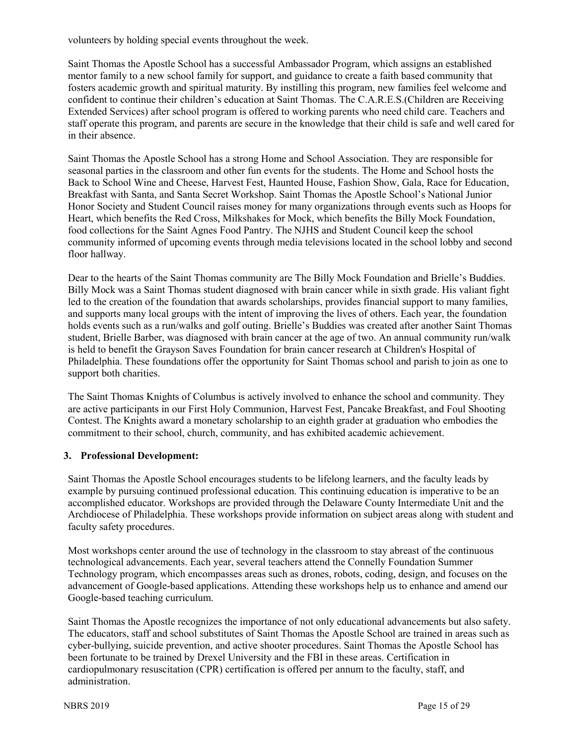volunteers by holding special events throughout the week.

Saint Thomas the Apostle School has a successful Ambassador Program, which assigns an established mentor family to a new school family for support, and guidance to create a faith based community that fosters academic growth and spiritual maturity. By instilling this program, new families feel welcome and confident to continue their children's education at Saint Thomas. The C.A.R.E.S.(Children are Receiving Extended Services) after school program is offered to working parents who need child care. Teachers and staff operate this program, and parents are secure in the knowledge that their child is safe and well cared for in their absence.

Saint Thomas the Apostle School has a strong Home and School Association. They are responsible for seasonal parties in the classroom and other fun events for the students. The Home and School hosts the Back to School Wine and Cheese, Harvest Fest, Haunted House, Fashion Show, Gala, Race for Education, Breakfast with Santa, and Santa Secret Workshop. Saint Thomas the Apostle School's National Junior Honor Society and Student Council raises money for many organizations through events such as Hoops for Heart, which benefits the Red Cross, Milkshakes for Mock, which benefits the Billy Mock Foundation, food collections for the Saint Agnes Food Pantry. The NJHS and Student Council keep the school community informed of upcoming events through media televisions located in the school lobby and second floor hallway.

Dear to the hearts of the Saint Thomas community are The Billy Mock Foundation and Brielle's Buddies. Billy Mock was a Saint Thomas student diagnosed with brain cancer while in sixth grade. His valiant fight led to the creation of the foundation that awards scholarships, provides financial support to many families, and supports many local groups with the intent of improving the lives of others. Each year, the foundation holds events such as a run/walks and golf outing. Brielle's Buddies was created after another Saint Thomas student, Brielle Barber, was diagnosed with brain cancer at the age of two. An annual community run/walk is held to benefit the Grayson Saves Foundation for brain cancer research at Children's Hospital of Philadelphia. These foundations offer the opportunity for Saint Thomas school and parish to join as one to support both charities.

The Saint Thomas Knights of Columbus is actively involved to enhance the school and community. They are active participants in our First Holy Communion, Harvest Fest, Pancake Breakfast, and Foul Shooting Contest. The Knights award a monetary scholarship to an eighth grader at graduation who embodies the commitment to their school, church, community, and has exhibited academic achievement.

### 3. Professional Development:

Saint Thomas the Apostle School encourages students to be lifelong learners, and the faculty leads by example by pursuing continued professional education. This continuing education is imperative to be an accomplished educator. Workshops are provided through the Delaware County Intermediate Unit and the Archdiocese of Philadelphia. These workshops provide information on subject areas along with student and faculty safety procedures.

Most workshops center around the use of technology in the classroom to stay abreast of the continuous technological advancements. Each year, several teachers attend the Connelly Foundation Summer Technology program, which encompasses areas such as drones, robots, coding, design, and focuses on the advancement of Google-based applications. Attending these workshops help us to enhance and amend our Google-based teaching curriculum.

Saint Thomas the Apostle recognizes the importance of not only educational advancements but also safety. The educators, staff and school substitutes of Saint Thomas the Apostle School are trained in areas such as cyber-bullying, suicide prevention, and active shooter procedures. Saint Thomas the Apostle School has been fortunate to be trained by Drexel University and the FBI in these areas. Certification in cardiopulmonary resuscitation (CPR) certification is offered per annum to the faculty, staff, and administration.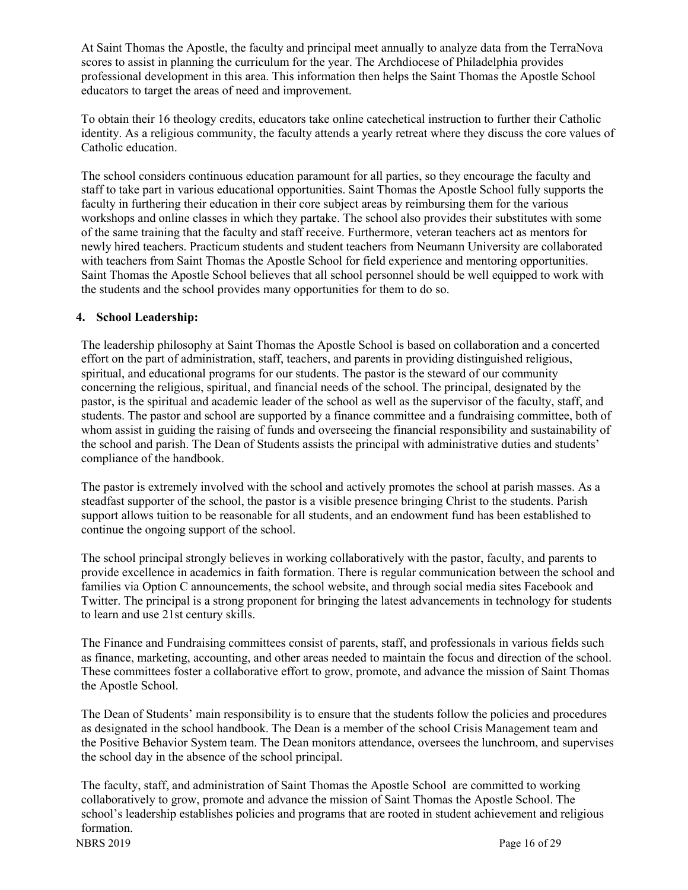At Saint Thomas the Apostle, the faculty and principal meet annually to analyze data from the TerraNova scores to assist in planning the curriculum for the year. The Archdiocese of Philadelphia provides professional development in this area. This information then helps the Saint Thomas the Apostle School educators to target the areas of need and improvement.

To obtain their 16 theology credits, educators take online catechetical instruction to further their Catholic identity. As a religious community, the faculty attends a yearly retreat where they discuss the core values of Catholic education.

The school considers continuous education paramount for all parties, so they encourage the faculty and staff to take part in various educational opportunities. Saint Thomas the Apostle School fully supports the faculty in furthering their education in their core subject areas by reimbursing them for the various workshops and online classes in which they partake. The school also provides their substitutes with some of the same training that the faculty and staff receive. Furthermore, veteran teachers act as mentors for newly hired teachers. Practicum students and student teachers from Neumann University are collaborated with teachers from Saint Thomas the Apostle School for field experience and mentoring opportunities. Saint Thomas the Apostle School believes that all school personnel should be well equipped to work with the students and the school provides many opportunities for them to do so.

**4. School Leadership:**

The leadership philosophy at Saint Thomas the Apostle School is based on collaboration and a concerted effort on the part of administration, staff, teachers, and parents in providing distinguished religious, spiritual, and educational programs for our students. The pastor is the steward of our community concerning the religious, spiritual, and financial needs of the school. The principal, designated by the pastor, is the spiritual and academic leader of the school as well as the supervisor of the faculty, staff, and students. The pastor and school are supported by a finance committee and a fundraising committee, both of whom assist in guiding the raising of funds and overseeing the financial responsibility and sustainability of the school and parish. The Dean of Students assists the principal with administrative duties and students' compliance of the handbook.

The pastor is extremely involved with the school and actively promotes the school at parish masses. As a steadfast supporter of the school, the pastor is a visible presence bringing Christ to the students. Parish support allows tuition to be reasonable for all students, and an endowment fund has been established to continue the ongoing support of the school.

The school principal strongly believes in working collaboratively with the pastor, faculty, and parents to provide excellence in academics in faith formation. There is regular communication between the school and families via Option C announcements, the school website, and through social media sites Facebook and Twitter. The principal is a strong proponent for bringing the latest advancements in technology for students to learn and use 21st century skills.

The Finance and Fundraising committees consist of parents, staff, and professionals in various fields such as finance, marketing, accounting, and other areas needed to maintain the focus and direction of the school. These committees foster a collaborative effort to grow, promote, and advance the mission of Saint Thomas the Apostle School.

The Dean of Students' main responsibility is to ensure that the students follow the policies and procedures as designated in the school handbook. The Dean is a member of the school Crisis Management team and the Positive Behavior System team. The Dean monitors attendance, oversees the lunchroom, and supervises the school day in the absence of the school principal.

The faculty, staff, and administration of Saint Thomas the Apostle School are committed to working collaboratively to grow, promote and advance the mission of Saint Thomas the Apostle School. The school's leadership establishes policies and programs that are rooted in student achievement and religious formation.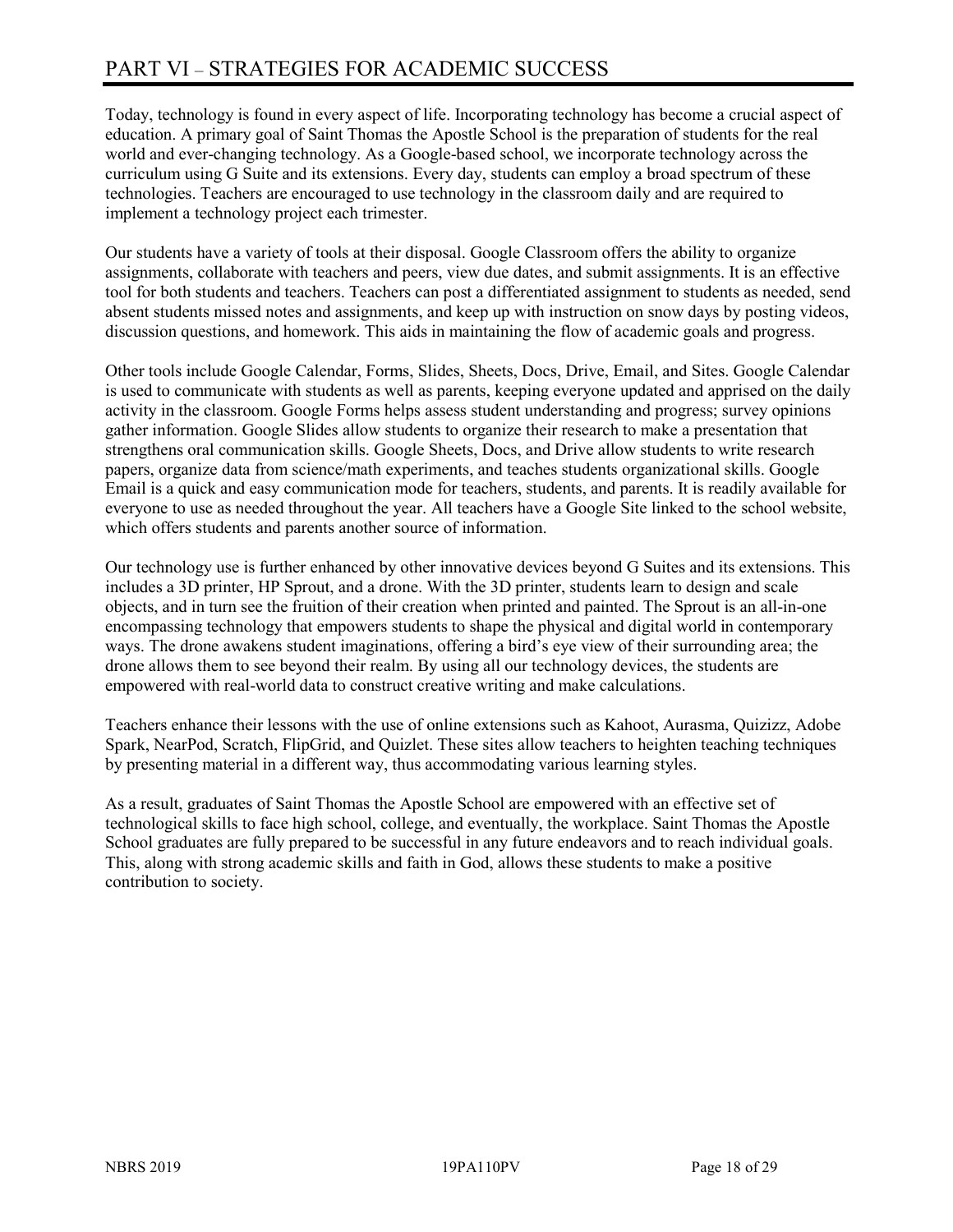# PART VI – STRATEGIES FOR ACADEMIC SUCCESS

Today, technology is found in every aspect of life. Incorporating technology has become a crucial aspect of education. A primary goal of Saint Thomas the Apostle School is the preparation of students for the real world and ever-changing technology. As a Google-based school, we incorporate technology across the curriculum using G Suite and its extensions. Every day, students can employ a broad spectrum of these technologies. Teachers are encouraged to use technology in the classroom daily and are required to implement a technology project each trimester.

Our students have a variety of tools at their disposal. Google Classroom offers the ability to organize assignments, collaborate with teachers and peers, view due dates, and submit assignments. It is an effective tool for both students and teachers. Teachers can post a differentiated assignment to students as needed, send absent students missed notes and assignments, and keep up with instruction on snow days by posting videos, discussion questions, and homework. This aids in maintaining the flow of academic goals and progress.

Other tools include Google Calendar, Forms, Slides, Sheets, Docs, Drive, Email, and Sites. Google Calendar is used to communicate with students as well as parents, keeping everyone updated and apprised on the daily activity in the classroom. Google Forms helps assess student understanding and progress; survey opinions gather information. Google Slides allow students to organize their research to make a presentation that strengthens oral communication skills. Google Sheets, Docs, and Drive allow students to write research papers, organize data from science/math experiments, and teaches students organizational skills. Google Email is a quick and easy communication mode for teachers, students, and parents. It is readily available for everyone to use as needed throughout the year. All teachers have a Google Site linked to the school website, which offers students and parents another source of information.

Our technology use is further enhanced by other innovative devices beyond G Suites and its extensions. This includes a 3D printer, HP Sprout, and a drone. With the 3D printer, students learn to design and scale objects, and in turn see the fruition of their creation when printed and painted. The Sprout is an all-in-one encompassing technology that empowers students to shape the physical and digital world in contemporary ways. The drone awakens student imaginations, offering a bird's eye view of their surrounding area; the drone allows them to see beyond their realm. By using all our technology devices, the students are empowered with real-world data to construct creative writing and make calculations.

Teachers enhance their lessons with the use of online extensions such as Kahoot, Aurasma, Quizizz, Adobe Spark, NearPod, Scratch, FlipGrid, and Quizlet. These sites allow teachers to heighten teaching techniques by presenting material in a different way, thus accommodating various learning styles.

As a result, graduates of Saint Thomas the Apostle School are empowered with an effective set of technological skills to face high school, college, and eventually, the workplace. Saint Thomas the Apostle School graduates are fully prepared to be successful in any future endeavors and to reach individual goals. This, along with strong academic skills and faith in God, allows these students to make a positive contribution to society.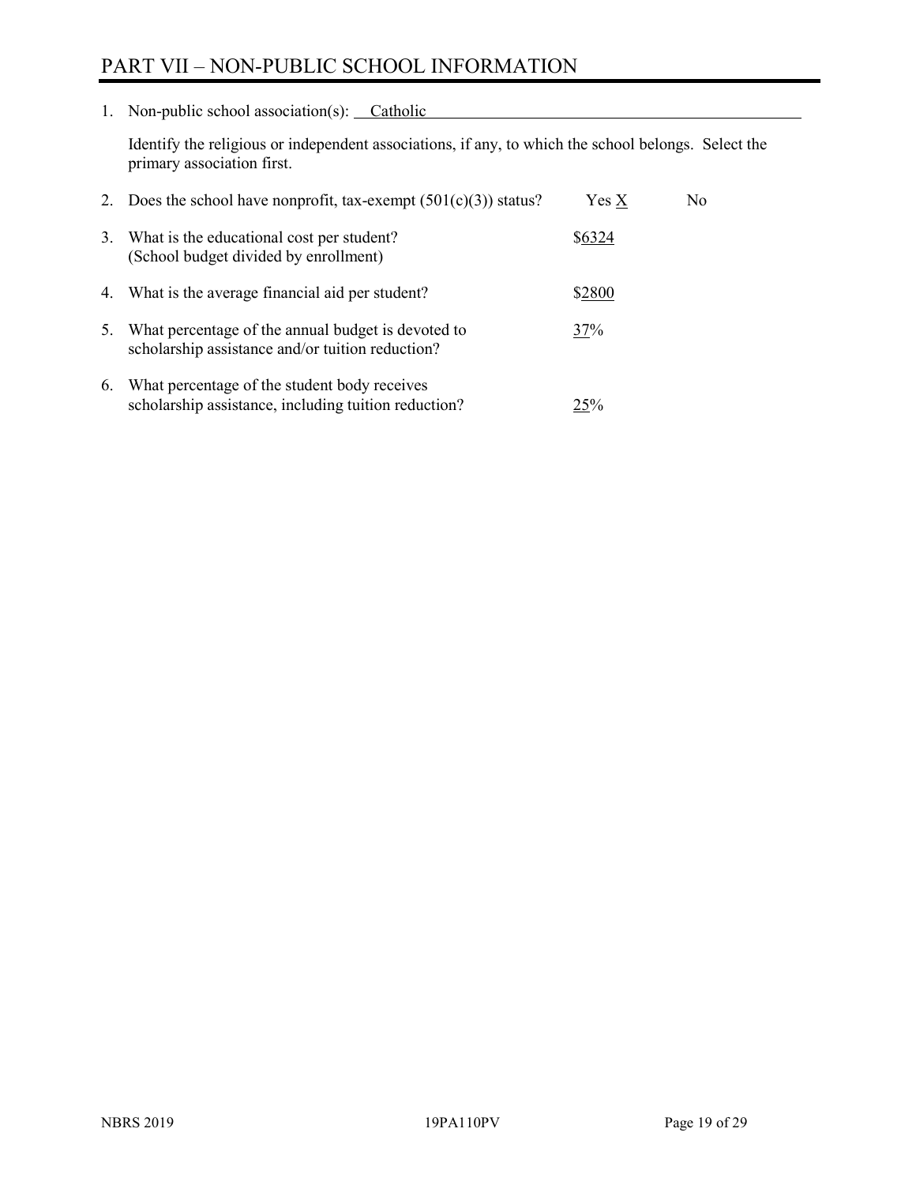# PART VII – NON-PUBLIC SCHOOL INFORMATION

1. Non-public school association(s): Catholic

   Identify the religious or independent associations, if any, to which the school belongs. Select the primary association first.

2. Does the school have nonprofit, tax-exempt (501(c)(3)) status? Yes X No

3. What is the educational cost per student? (School budget divided by enrollment) $6324

4. What is the average financial aid per student? $2800

5. What percentage of the annual budget is devoted to scholarship assistance and/or tuition reduction? 37%

6. What percentage of the student body receives scholarship assistance, including tuition reduction? 25%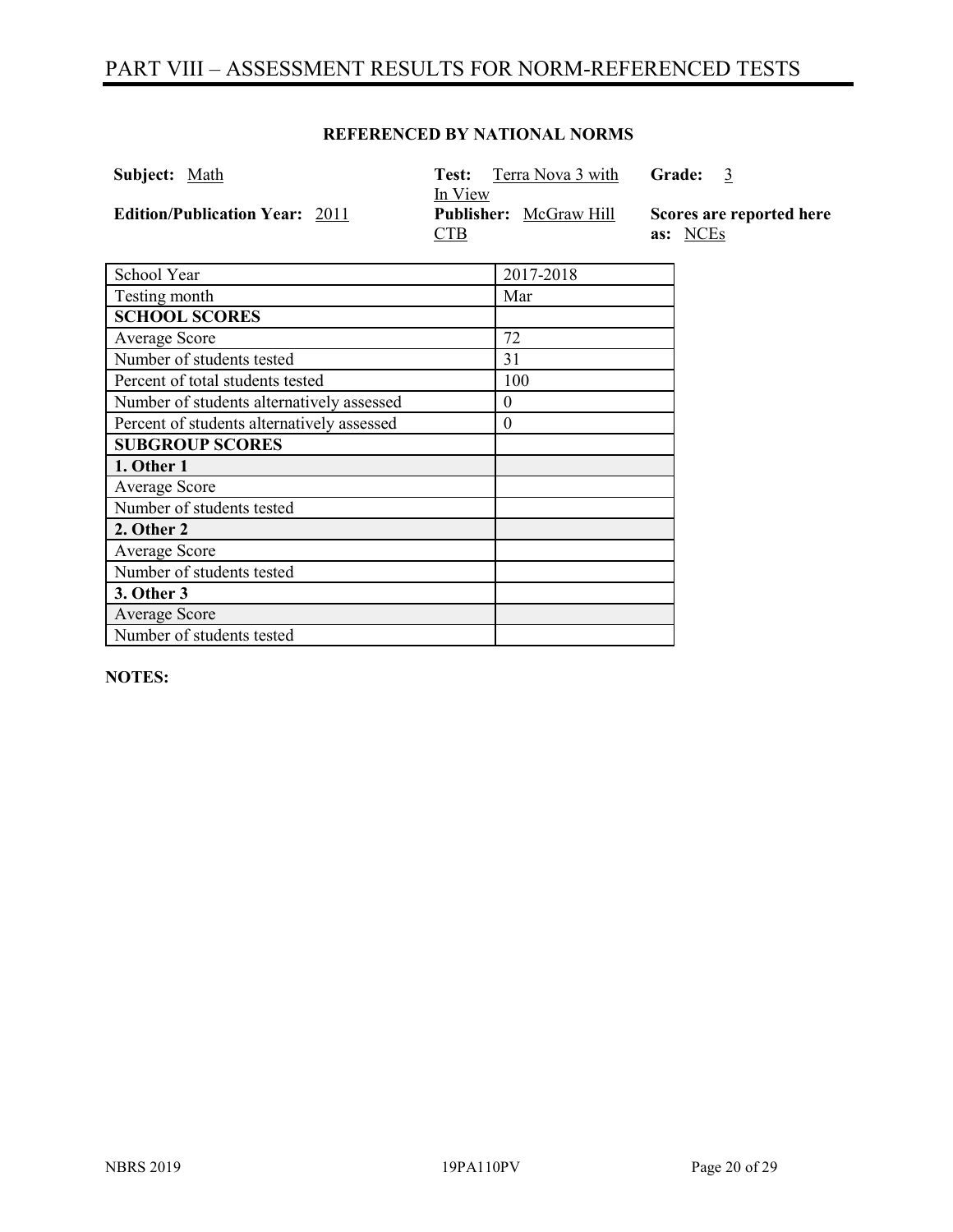# PART VIII – ASSESSMENT RESULTS FOR NORM-REFERENCED TESTS

**REFERENCED BY NATIONAL NORMS**

**Subject:** Math

**Test:** Terra Nova 3 with In View

**Grade:** 3

**Edition/Publication Year:** 2011

**Publisher:** McGraw Hill CTB

**Scores are reported here as:** NCEs

| School Year | 2017-2018 |
|---|---|
| Testing month | Mar |
| **SCHOOL SCORES** | |
| Average Score | 72 |
| Number of students tested | 31 |
| Percent of total students tested | 100 |
| Number of students alternatively assessed | 0 |
| Percent of students alternatively assessed | 0 |
| **SUBGROUP SCORES** | |
| **1. Other 1** | |
| Average Score | |
| Number of students tested | |
| **2. Other 2** | |
| Average Score | |
| Number of students tested | |
| **3. Other 3** | |
| Average Score | |
| Number of students tested | |

**NOTES:**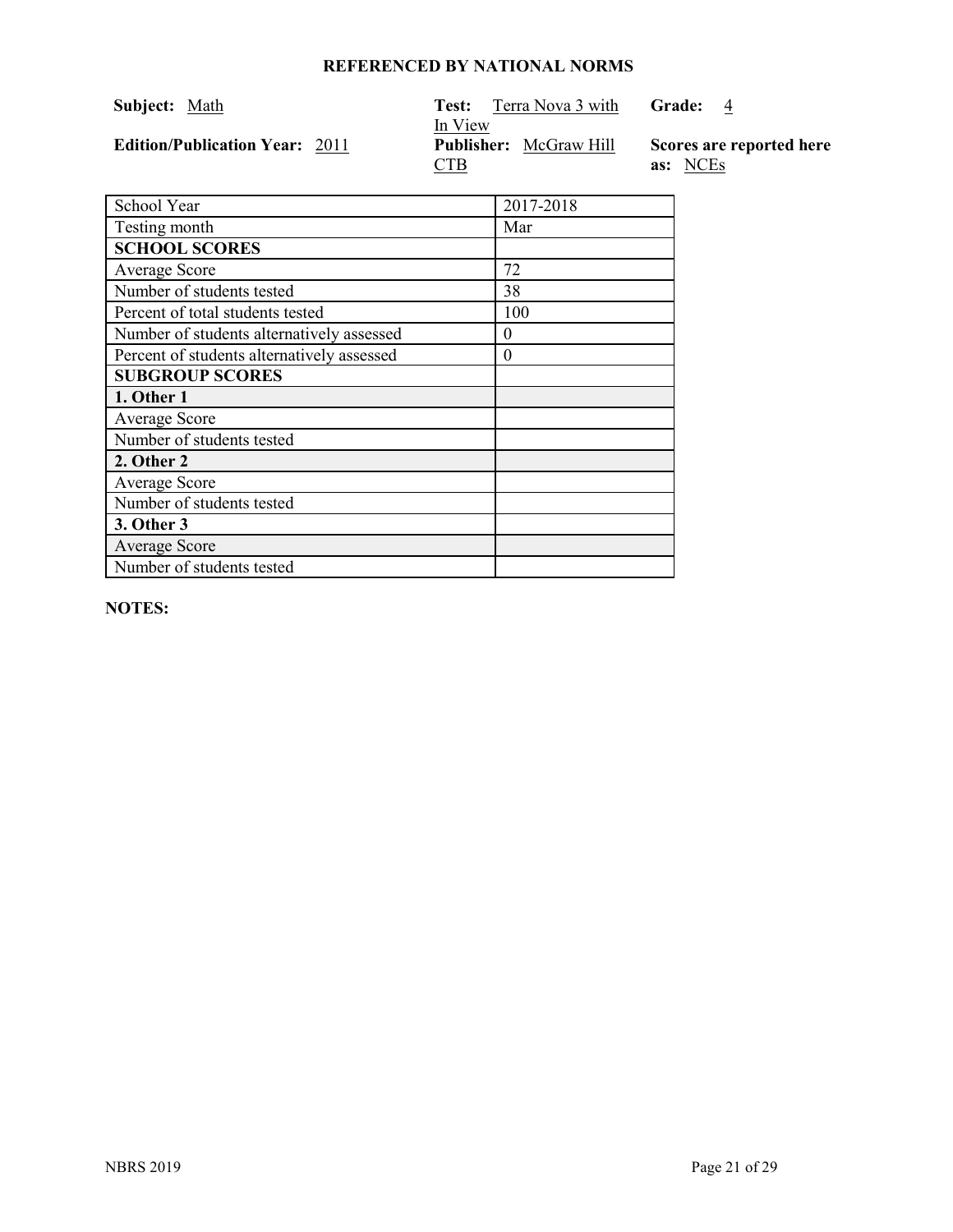## REFERENCED BY NATIONAL NORMS

**Subject:** Math

**Test:** Terra Nova 3 with In View

**Grade:** 4

**Edition/Publication Year:** 2011

**Publisher:** McGraw Hill CTB

**Scores are reported here as:** NCEs

| School Year | 2017-2018 |
|---|---|
| Testing month | Mar |
| **SCHOOL SCORES** | |
| Average Score | 72 |
| Number of students tested | 38 |
| Percent of total students tested | 100 |
| Number of students alternatively assessed | 0 |
| Percent of students alternatively assessed | 0 |
| **SUBGROUP SCORES** | |
| **1. Other 1** | |
| Average Score | |
| Number of students tested | |
| **2. Other 2** | |
| Average Score | |
| Number of students tested | |
| **3. Other 3** | |
| Average Score | |
| Number of students tested | |

**NOTES:**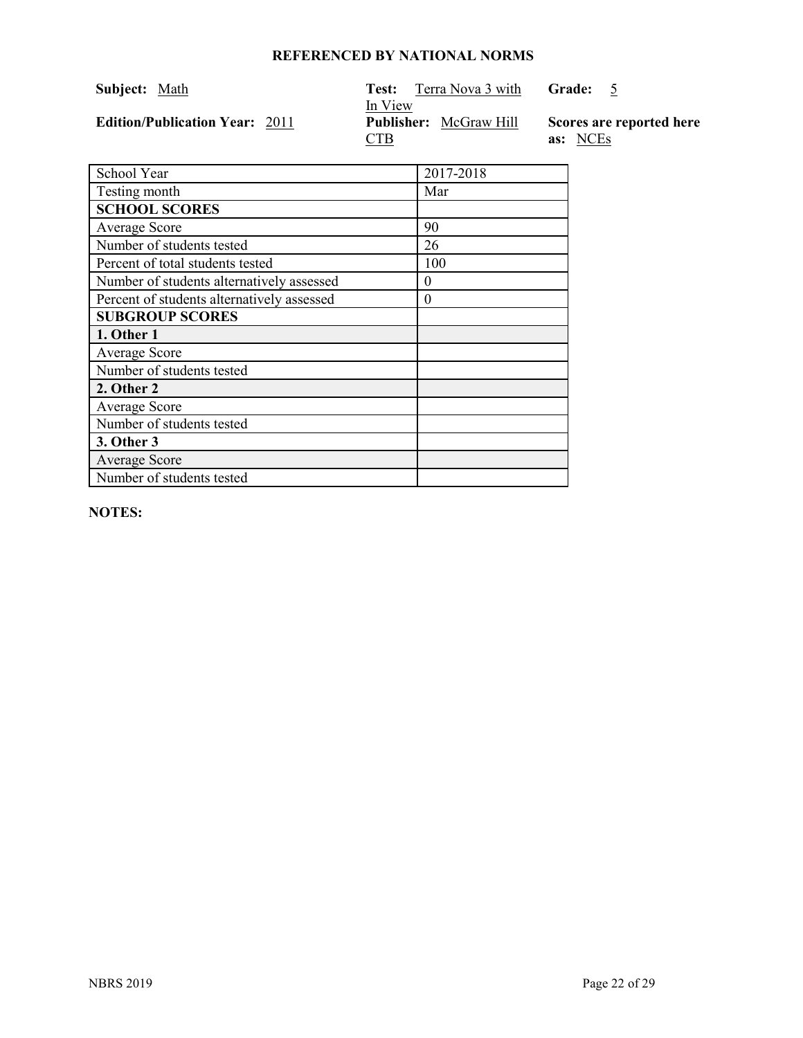**REFERENCED BY NATIONAL NORMS**

**Subject:** Math

**Test:** Terra Nova 3 with In View

**Grade:** 5

**Edition/Publication Year:** 2011

**Publisher:** McGraw Hill CTB

**Scores are reported here as:** NCEs

| School Year | 2017-2018 |
|---|---|
| Testing month | Mar |
| **SCHOOL SCORES** | |
| Average Score | 90 |
| Number of students tested | 26 |
| Percent of total students tested | 100 |
| Number of students alternatively assessed | 0 |
| Percent of students alternatively assessed | 0 |
| **SUBGROUP SCORES** | |
| **1. Other 1** | |
| Average Score | |
| Number of students tested | |
| **2. Other 2** | |
| Average Score | |
| Number of students tested | |
| **3. Other 3** | |
| Average Score | |
| Number of students tested | |

**NOTES:**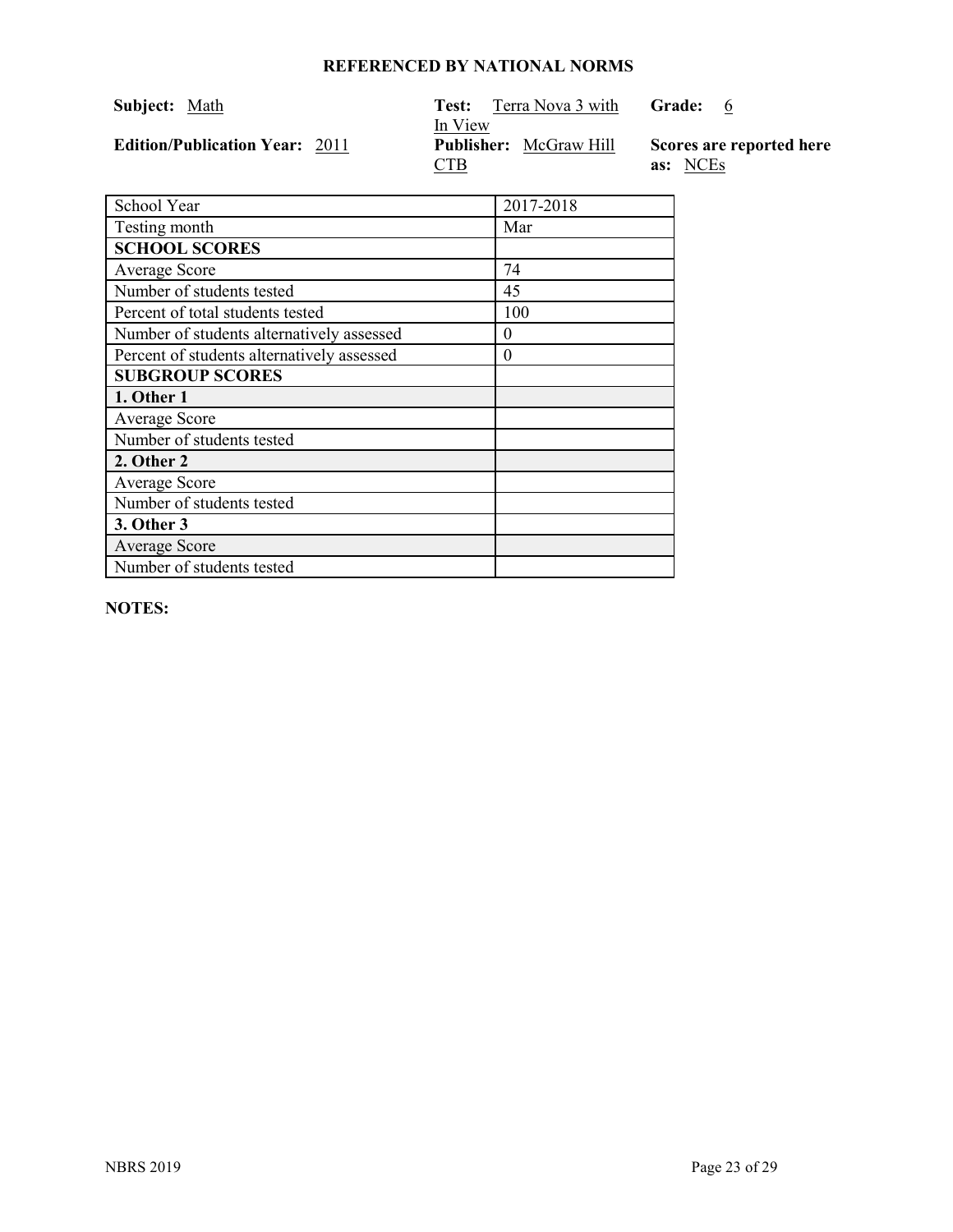## REFERENCED BY NATIONAL NORMS

**Subject:** Math

**Test:** Terra Nova 3 with In View

**Grade:** 6

**Edition/Publication Year:** 2011

**Publisher:** McGraw Hill CTB

**Scores are reported here as:** NCEs

| School Year | 2017-2018 |
|---|---|
| Testing month | Mar |
| **SCHOOL SCORES** | |
| Average Score | 74 |
| Number of students tested | 45 |
| Percent of total students tested | 100 |
| Number of students alternatively assessed | 0 |
| Percent of students alternatively assessed | 0 |
| **SUBGROUP SCORES** | |
| **1. Other 1** | |
| Average Score | |
| Number of students tested | |
| **2. Other 2** | |
| Average Score | |
| Number of students tested | |
| **3. Other 3** | |
| Average Score | |
| Number of students tested | |

**NOTES:**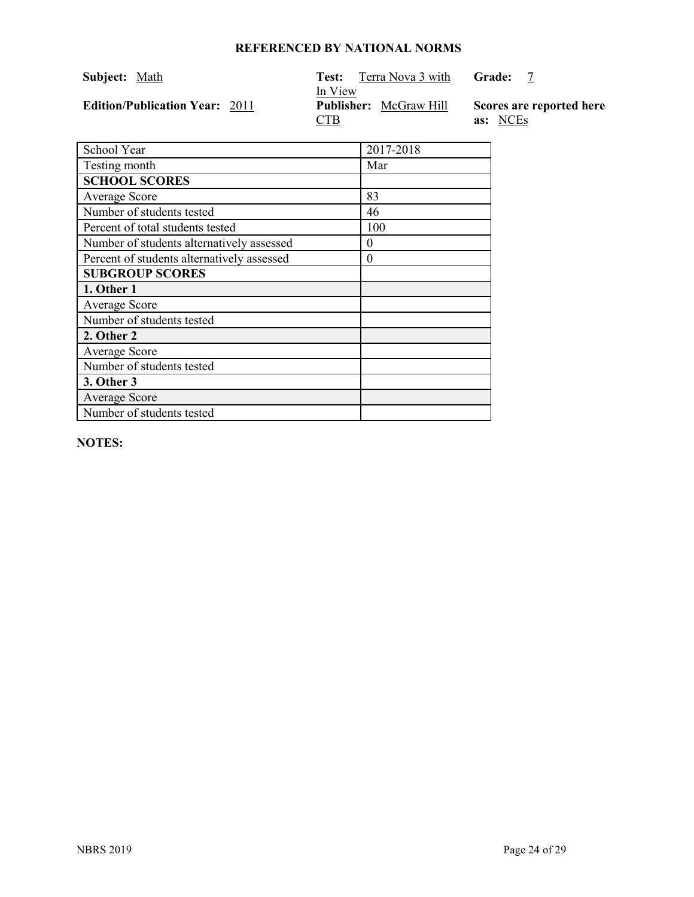**REFERENCED BY NATIONAL NORMS**

**Subject:** Math

**Test:** Terra Nova 3 with In View

**Grade:** 7

**Edition/Publication Year:** 2011

**Publisher:** McGraw Hill CTB

**Scores are reported here as:** NCEs

| School Year | 2017-2018 |
|---|---|
| Testing month | Mar |
| **SCHOOL SCORES** | |
| Average Score | 83 |
| Number of students tested | 46 |
| Percent of total students tested | 100 |
| Number of students alternatively assessed | 0 |
| Percent of students alternatively assessed | 0 |
| **SUBGROUP SCORES** | |
| **1. Other 1** | |
| Average Score | |
| Number of students tested | |
| **2. Other 2** | |
| Average Score | |
| Number of students tested | |
| **3. Other 3** | |
| Average Score | |
| Number of students tested | |

**NOTES:**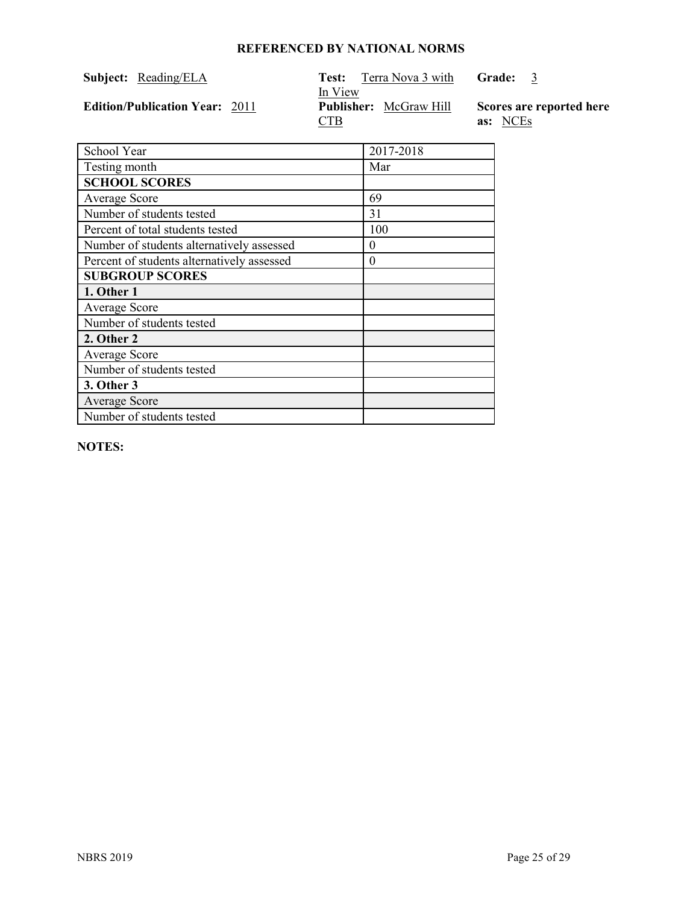## REFERENCED BY NATIONAL NORMS

**Subject:** Reading/ELA

**Test:** Terra Nova 3 with In View

**Grade:** 3

**Edition/Publication Year:** 2011

**Publisher:** McGraw Hill CTB

**Scores are reported here as:** NCEs

| School Year | 2017-2018 |
|---|---|
| Testing month | Mar |
| **SCHOOL SCORES** | |
| Average Score | 69 |
| Number of students tested | 31 |
| Percent of total students tested | 100 |
| Number of students alternatively assessed | 0 |
| Percent of students alternatively assessed | 0 |
| **SUBGROUP SCORES** | |
| **1. Other 1** | |
| Average Score | |
| Number of students tested | |
| **2. Other 2** | |
| Average Score | |
| Number of students tested | |
| **3. Other 3** | |
| Average Score | |
| Number of students tested | |

**NOTES:**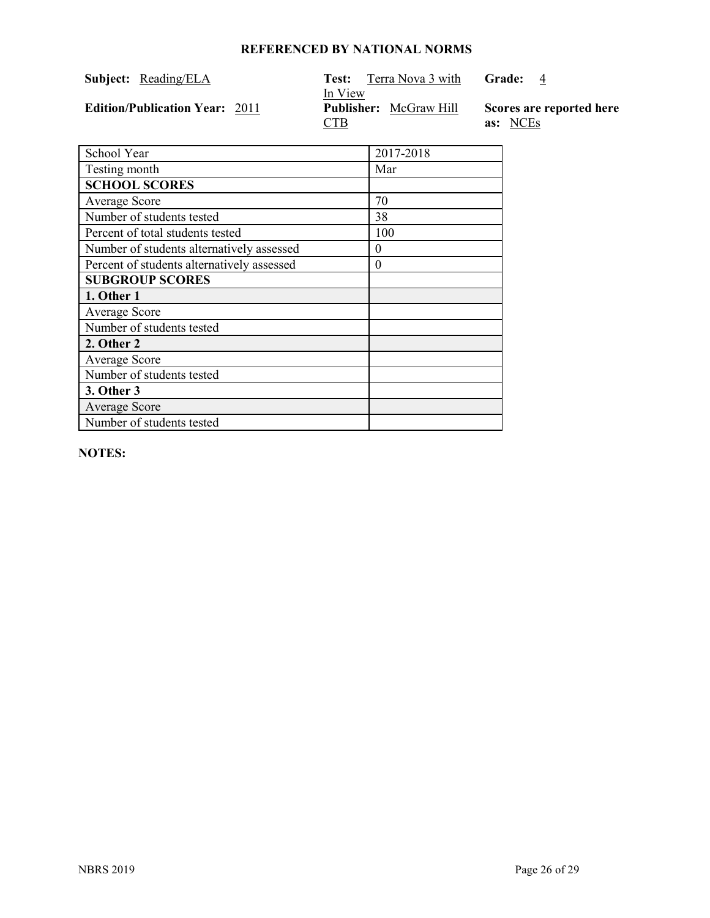## REFERENCED BY NATIONAL NORMS

**Subject:** Reading/ELA

**Test:** Terra Nova 3 with In View

**Grade:** 4

**Edition/Publication Year:** 2011

**Publisher:** McGraw Hill CTB

**Scores are reported here as:** NCEs

| School Year | 2017-2018 |
|---|---|
| Testing month | Mar |
| **SCHOOL SCORES** | |
| Average Score | 70 |
| Number of students tested | 38 |
| Percent of total students tested | 100 |
| Number of students alternatively assessed | 0 |
| Percent of students alternatively assessed | 0 |
| **SUBGROUP SCORES** | |
| **1. Other 1** | |
| Average Score | |
| Number of students tested | |
| **2. Other 2** | |
| Average Score | |
| Number of students tested | |
| **3. Other 3** | |
| Average Score | |
| Number of students tested | |

**NOTES:**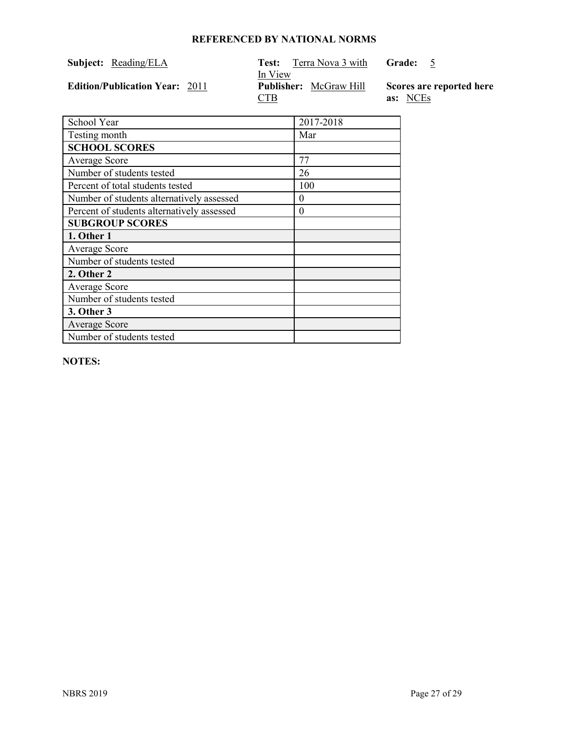## REFERENCED BY NATIONAL NORMS

**Subject:** Reading/ELA

**Test:** Terra Nova 3 with In View

**Grade:** 5

**Edition/Publication Year:** 2011

**Publisher:** McGraw Hill CTB

**Scores are reported here as:** NCEs

| School Year | 2017-2018 |
|---|---|
| Testing month | Mar |
| **SCHOOL SCORES** | |
| Average Score | 77 |
| Number of students tested | 26 |
| Percent of total students tested | 100 |
| Number of students alternatively assessed | 0 |
| Percent of students alternatively assessed | 0 |
| **SUBGROUP SCORES** | |
| **1. Other 1** | |
| Average Score | |
| Number of students tested | |
| **2. Other 2** | |
| Average Score | |
| Number of students tested | |
| **3. Other 3** | |
| Average Score | |
| Number of students tested | |

**NOTES:**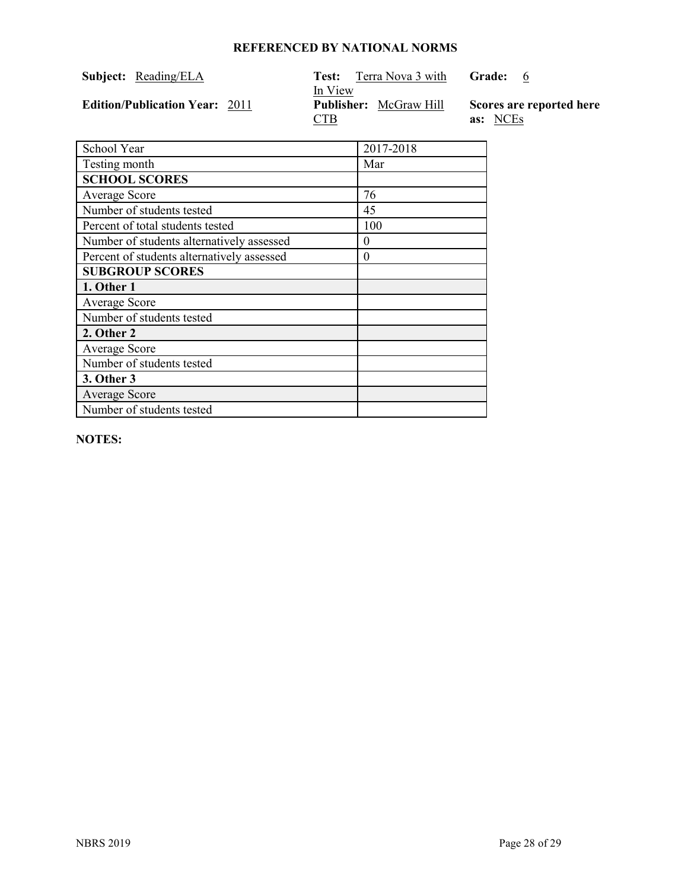## REFERENCED BY NATIONAL NORMS

**Subject:** Reading/ELA **Test:** Terra Nova 3 with In View **Grade:** 6

**Edition/Publication Year:** 2011 **Publisher:** McGraw Hill CTB **Scores are reported here as:** NCEs

| School Year | 2017-2018 |
|---|---|
| Testing month | Mar |
| **SCHOOL SCORES** | |
| Average Score | 76 |
| Number of students tested | 45 |
| Percent of total students tested | 100 |
| Number of students alternatively assessed | 0 |
| Percent of students alternatively assessed | 0 |
| **SUBGROUP SCORES** | |
| **1. Other 1** | |
| Average Score | |
| Number of students tested | |
| **2. Other 2** | |
| Average Score | |
| Number of students tested | |
| **3. Other 3** | |
| Average Score | |
| Number of students tested | |

**NOTES:**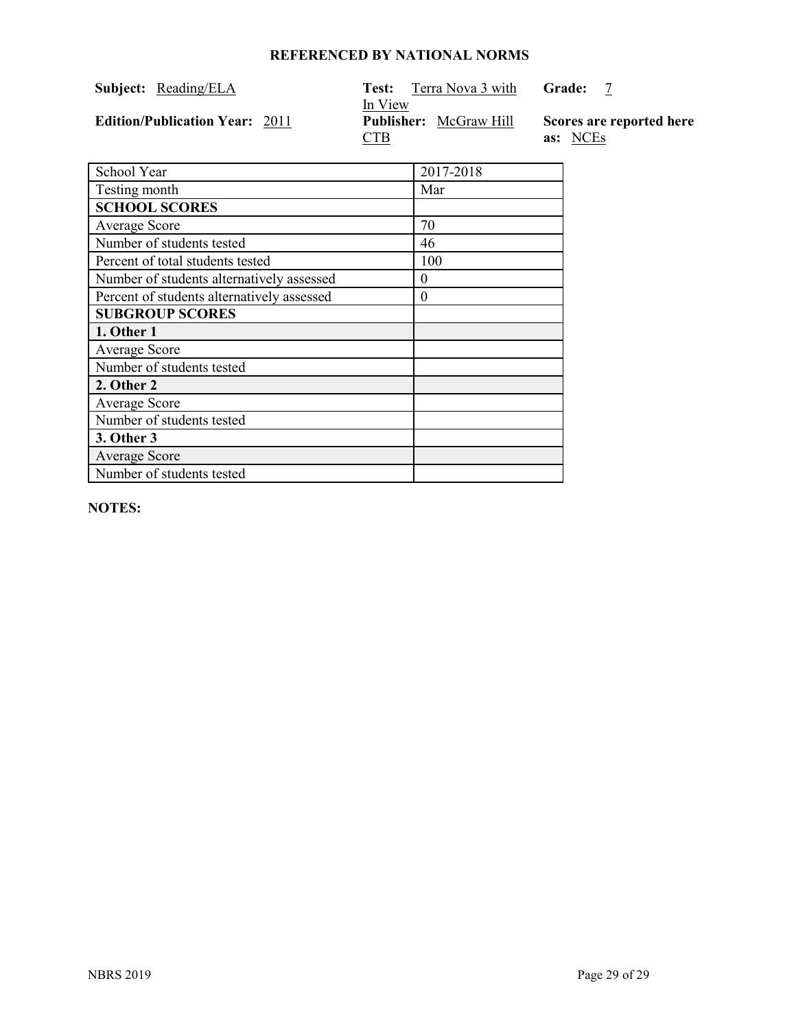## REFERENCED BY NATIONAL NORMS

**Subject:** Reading/ELA

**Test:** Terra Nova 3 with In View

**Grade:** 7

**Edition/Publication Year:** 2011

**Publisher:** McGraw Hill CTB

**Scores are reported here as:** NCEs

| School Year | 2017-2018 |
|---|---|
| Testing month | Mar |
| **SCHOOL SCORES** | |
| Average Score | 70 |
| Number of students tested | 46 |
| Percent of total students tested | 100 |
| Number of students alternatively assessed | 0 |
| Percent of students alternatively assessed | 0 |
| **SUBGROUP SCORES** | |
| **1. Other 1** | |
| Average Score | |
| Number of students tested | |
| **2. Other 2** | |
| Average Score | |
| Number of students tested | |
| **3. Other 3** | |
| Average Score | |
| Number of students tested | |

**NOTES:**